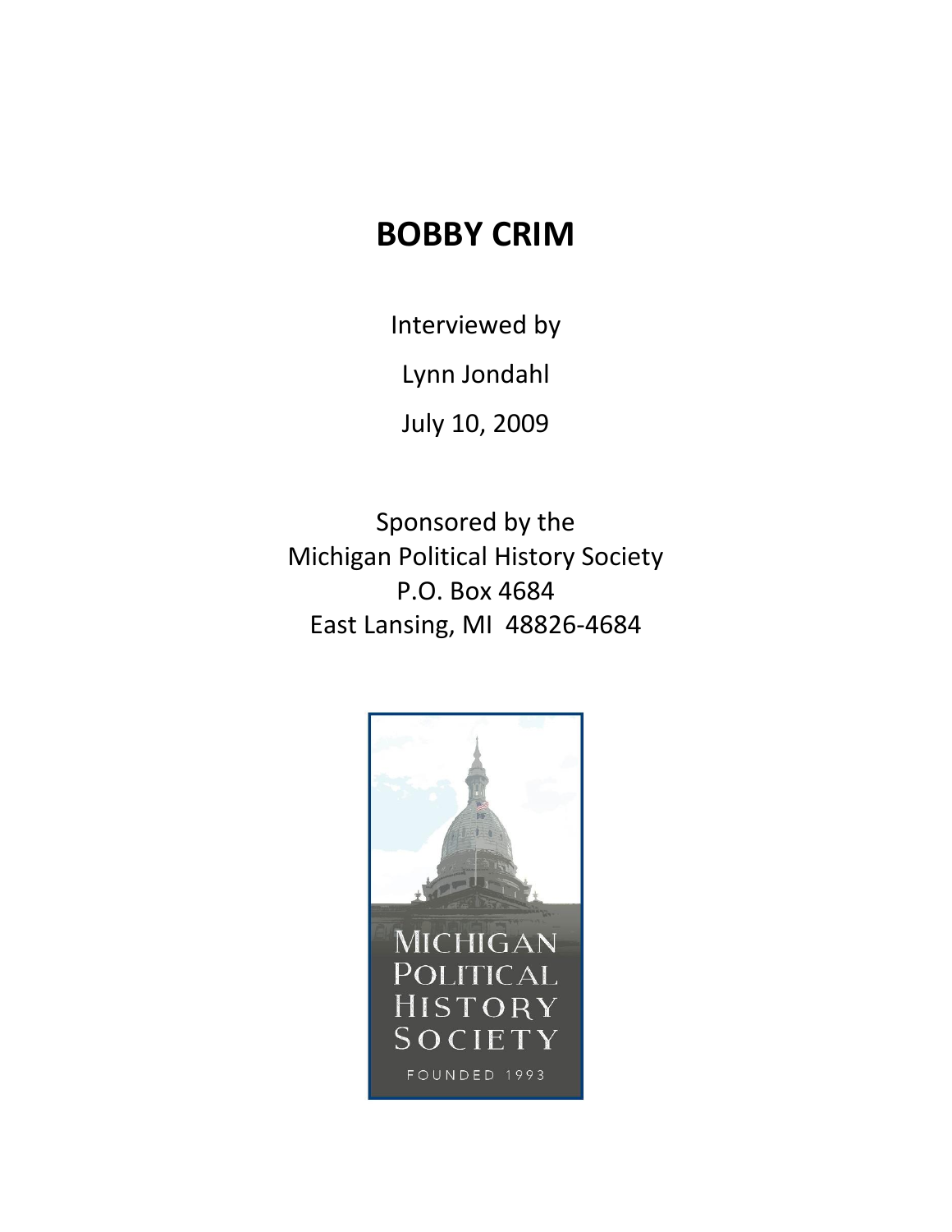# BOBBY CRIM

Interviewed by

Lynn Jondahl

July 10, 2009

Sponsored by the
Michigan Political History Society
P.O. Box 4684
East Lansing, MI 48826-4684

MICHIGAN
POLITICAL
HISTORY
SOCIETY
FOUNDED 1993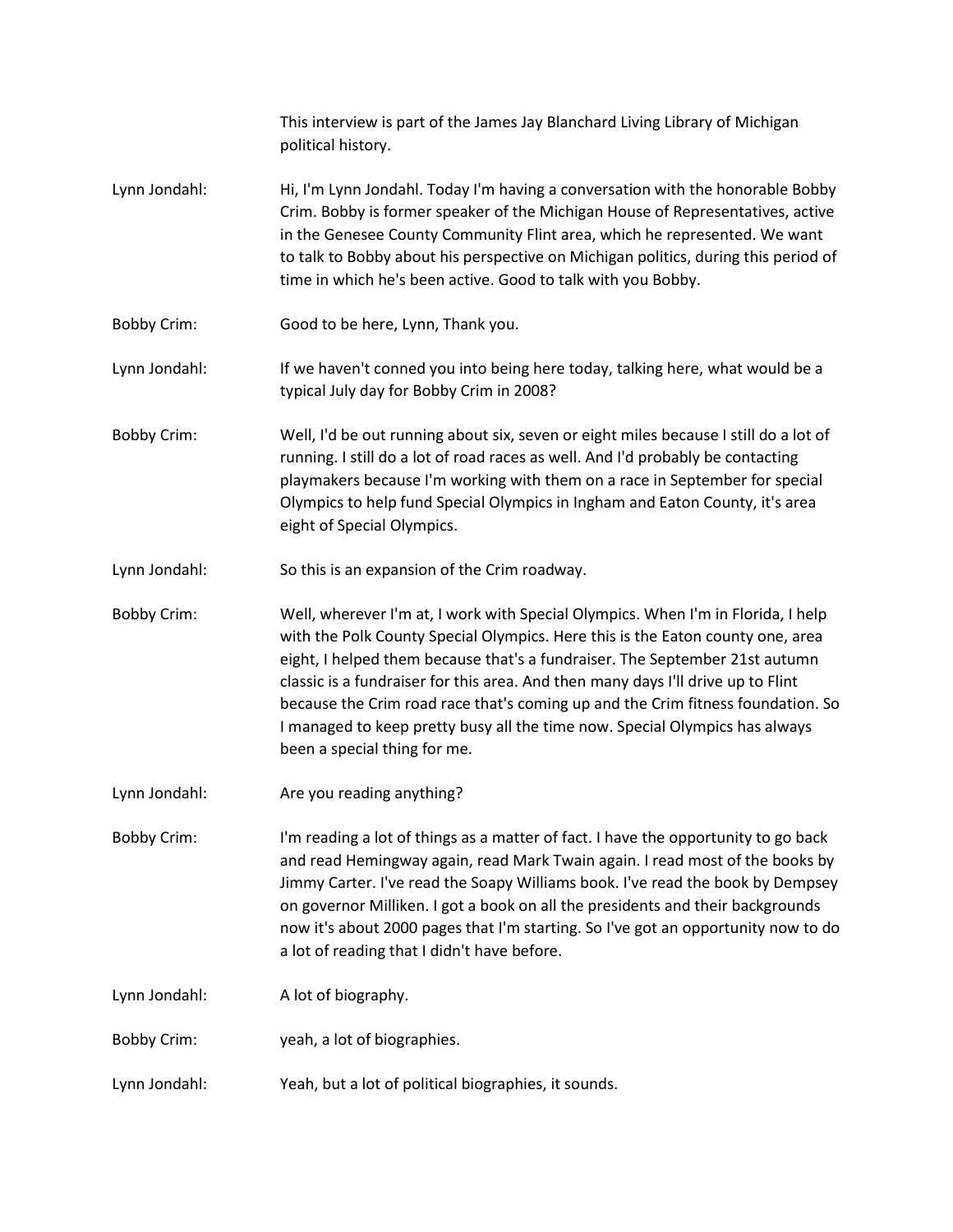This interview is part of the James Jay Blanchard Living Library of Michigan political history.

Lynn Jondahl: Hi, I'm Lynn Jondahl. Today I'm having a conversation with the honorable Bobby Crim. Bobby is former speaker of the Michigan House of Representatives, active in the Genesee County Community Flint area, which he represented. We want to talk to Bobby about his perspective on Michigan politics, during this period of time in which he's been active. Good to talk with you Bobby.

Bobby Crim: Good to be here, Lynn, Thank you.

Lynn Jondahl: If we haven't conned you into being here today, talking here, what would be a typical July day for Bobby Crim in 2008?

Bobby Crim: Well, I'd be out running about six, seven or eight miles because I still do a lot of running. I still do a lot of road races as well. And I'd probably be contacting playmakers because I'm working with them on a race in September for special Olympics to help fund Special Olympics in Ingham and Eaton County, it's area eight of Special Olympics.

Lynn Jondahl: So this is an expansion of the Crim roadway.

Bobby Crim: Well, wherever I'm at, I work with Special Olympics. When I'm in Florida, I help with the Polk County Special Olympics. Here this is the Eaton county one, area eight, I helped them because that's a fundraiser. The September 21st autumn classic is a fundraiser for this area. And then many days I'll drive up to Flint because the Crim road race that's coming up and the Crim fitness foundation. So I managed to keep pretty busy all the time now. Special Olympics has always been a special thing for me.

Lynn Jondahl: Are you reading anything?

Bobby Crim: I'm reading a lot of things as a matter of fact. I have the opportunity to go back and read Hemingway again, read Mark Twain again. I read most of the books by Jimmy Carter. I've read the Soapy Williams book. I've read the book by Dempsey on governor Milliken. I got a book on all the presidents and their backgrounds now it's about 2000 pages that I'm starting. So I've got an opportunity now to do a lot of reading that I didn't have before.

Lynn Jondahl: A lot of biography.

Bobby Crim: yeah, a lot of biographies.

Lynn Jondahl: Yeah, but a lot of political biographies, it sounds.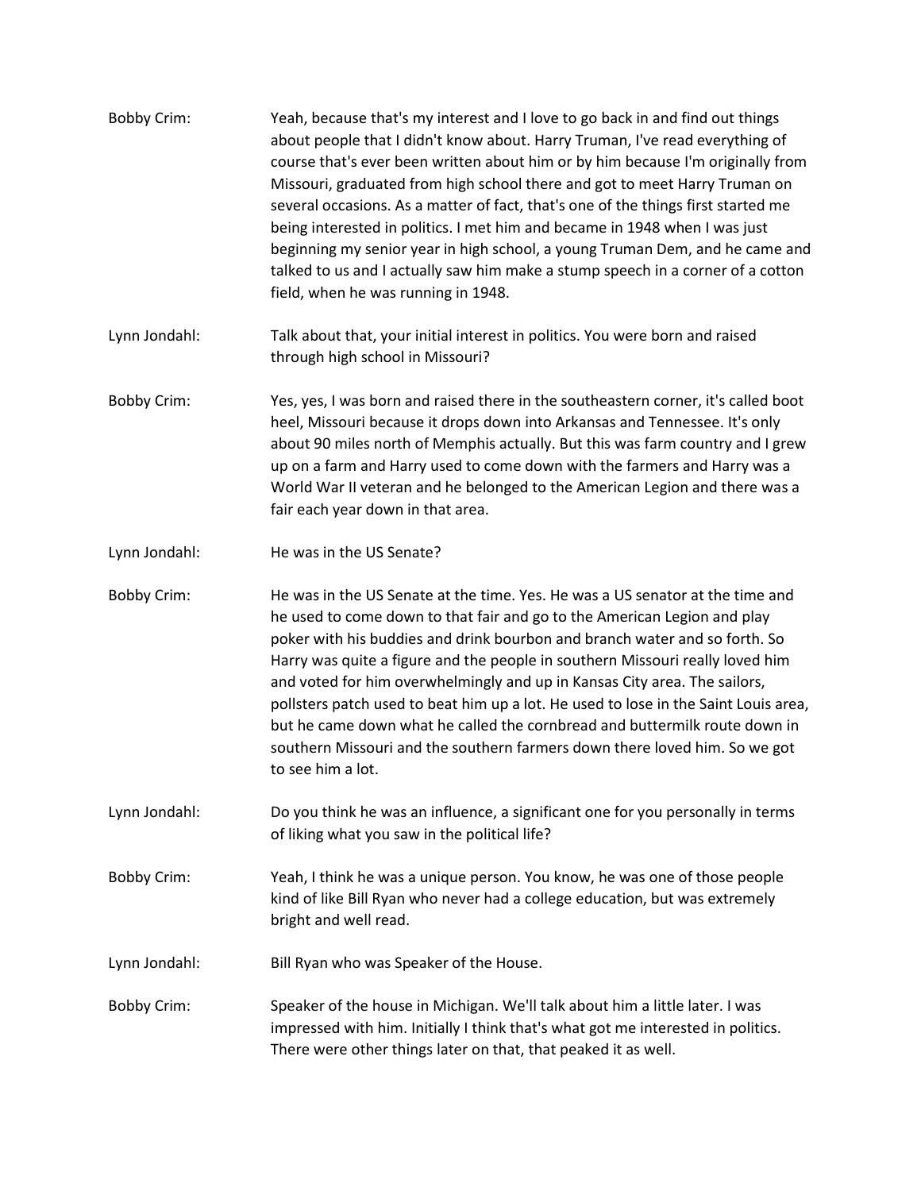Bobby Crim: Yeah, because that's my interest and I love to go back in and find out things about people that I didn't know about. Harry Truman, I've read everything of course that's ever been written about him or by him because I'm originally from Missouri, graduated from high school there and got to meet Harry Truman on several occasions. As a matter of fact, that's one of the things first started me being interested in politics. I met him and became in 1948 when I was just beginning my senior year in high school, a young Truman Dem, and he came and talked to us and I actually saw him make a stump speech in a corner of a cotton field, when he was running in 1948.

Lynn Jondahl: Talk about that, your initial interest in politics. You were born and raised through high school in Missouri?

Bobby Crim: Yes, yes, I was born and raised there in the southeastern corner, it's called boot heel, Missouri because it drops down into Arkansas and Tennessee. It's only about 90 miles north of Memphis actually. But this was farm country and I grew up on a farm and Harry used to come down with the farmers and Harry was a World War II veteran and he belonged to the American Legion and there was a fair each year down in that area.

Lynn Jondahl: He was in the US Senate?

Bobby Crim: He was in the US Senate at the time. Yes. He was a US senator at the time and he used to come down to that fair and go to the American Legion and play poker with his buddies and drink bourbon and branch water and so forth. So Harry was quite a figure and the people in southern Missouri really loved him and voted for him overwhelmingly and up in Kansas City area. The sailors, pollsters patch used to beat him up a lot. He used to lose in the Saint Louis area, but he came down what he called the cornbread and buttermilk route down in southern Missouri and the southern farmers down there loved him. So we got to see him a lot.

Lynn Jondahl: Do you think he was an influence, a significant one for you personally in terms of liking what you saw in the political life?

Bobby Crim: Yeah, I think he was a unique person. You know, he was one of those people kind of like Bill Ryan who never had a college education, but was extremely bright and well read.

Lynn Jondahl: Bill Ryan who was Speaker of the House.

Bobby Crim: Speaker of the house in Michigan. We'll talk about him a little later. I was impressed with him. Initially I think that's what got me interested in politics. There were other things later on that, that peaked it as well.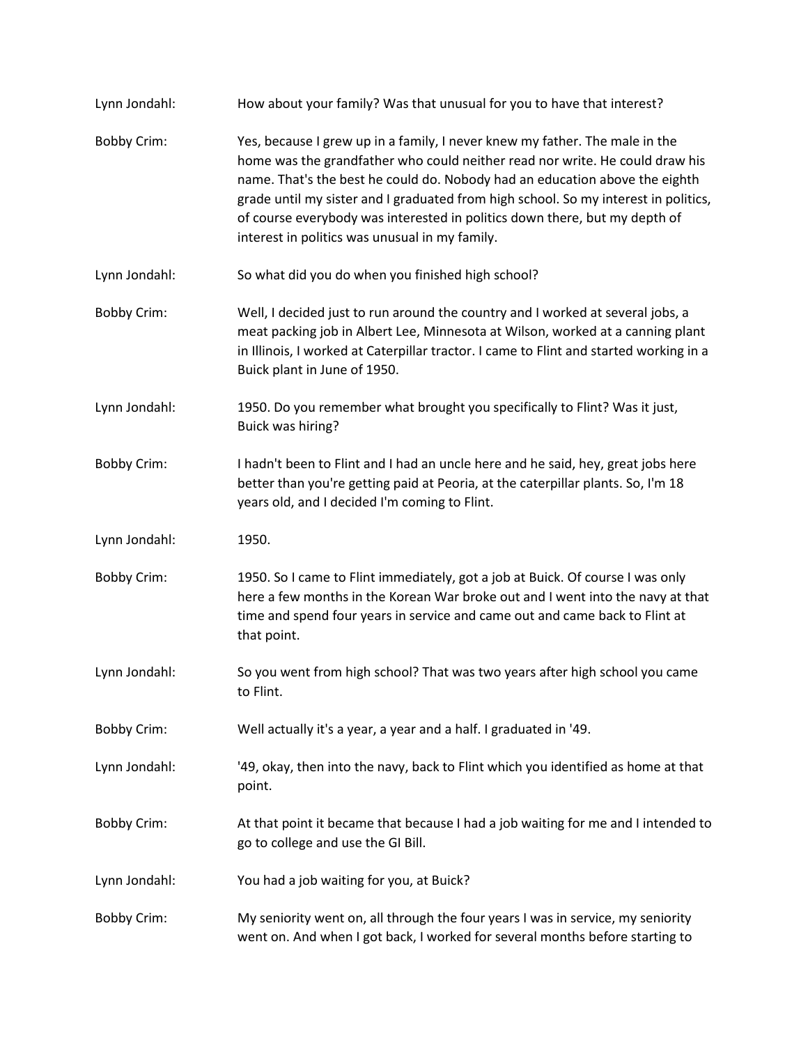Lynn Jondahl: How about your family? Was that unusual for you to have that interest?

Bobby Crim: Yes, because I grew up in a family, I never knew my father. The male in the home was the grandfather who could neither read nor write. He could draw his name. That's the best he could do. Nobody had an education above the eighth grade until my sister and I graduated from high school. So my interest in politics, of course everybody was interested in politics down there, but my depth of interest in politics was unusual in my family.

Lynn Jondahl: So what did you do when you finished high school?

Bobby Crim: Well, I decided just to run around the country and I worked at several jobs, a meat packing job in Albert Lee, Minnesota at Wilson, worked at a canning plant in Illinois, I worked at Caterpillar tractor. I came to Flint and started working in a Buick plant in June of 1950.

Lynn Jondahl: 1950. Do you remember what brought you specifically to Flint? Was it just, Buick was hiring?

Bobby Crim: I hadn't been to Flint and I had an uncle here and he said, hey, great jobs here better than you're getting paid at Peoria, at the caterpillar plants. So, I'm 18 years old, and I decided I'm coming to Flint.

Lynn Jondahl: 1950.

Bobby Crim: 1950. So I came to Flint immediately, got a job at Buick. Of course I was only here a few months in the Korean War broke out and I went into the navy at that time and spend four years in service and came out and came back to Flint at that point.

Lynn Jondahl: So you went from high school? That was two years after high school you came to Flint.

Bobby Crim: Well actually it's a year, a year and a half. I graduated in '49.

Lynn Jondahl: '49, okay, then into the navy, back to Flint which you identified as home at that point.

Bobby Crim: At that point it became that because I had a job waiting for me and I intended to go to college and use the GI Bill.

Lynn Jondahl: You had a job waiting for you, at Buick?

Bobby Crim: My seniority went on, all through the four years I was in service, my seniority went on. And when I got back, I worked for several months before starting to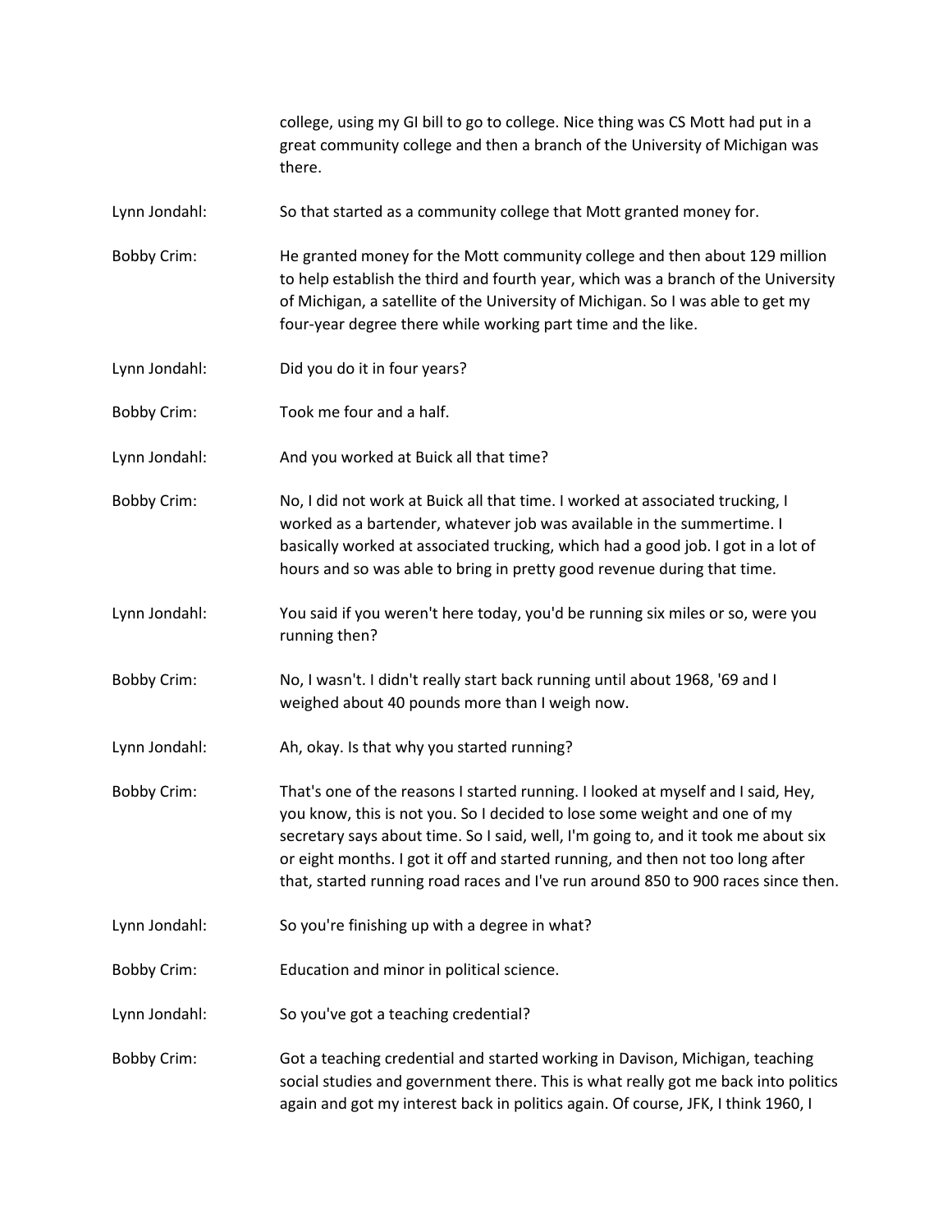college, using my GI bill to go to college. Nice thing was CS Mott had put in a great community college and then a branch of the University of Michigan was there.

Lynn Jondahl: So that started as a community college that Mott granted money for.

Bobby Crim: He granted money for the Mott community college and then about 129 million to help establish the third and fourth year, which was a branch of the University of Michigan, a satellite of the University of Michigan. So I was able to get my four-year degree there while working part time and the like.

Lynn Jondahl: Did you do it in four years?

Bobby Crim: Took me four and a half.

Lynn Jondahl: And you worked at Buick all that time?

Bobby Crim: No, I did not work at Buick all that time. I worked at associated trucking, I worked as a bartender, whatever job was available in the summertime. I basically worked at associated trucking, which had a good job. I got in a lot of hours and so was able to bring in pretty good revenue during that time.

Lynn Jondahl: You said if you weren't here today, you'd be running six miles or so, were you running then?

Bobby Crim: No, I wasn't. I didn't really start back running until about 1968, '69 and I weighed about 40 pounds more than I weigh now.

Lynn Jondahl: Ah, okay. Is that why you started running?

Bobby Crim: That's one of the reasons I started running. I looked at myself and I said, Hey, you know, this is not you. So I decided to lose some weight and one of my secretary says about time. So I said, well, I'm going to, and it took me about six or eight months. I got it off and started running, and then not too long after that, started running road races and I've run around 850 to 900 races since then.

Lynn Jondahl: So you're finishing up with a degree in what?

Bobby Crim: Education and minor in political science.

Lynn Jondahl: So you've got a teaching credential?

Bobby Crim: Got a teaching credential and started working in Davison, Michigan, teaching social studies and government there. This is what really got me back into politics again and got my interest back in politics again. Of course, JFK, I think 1960, I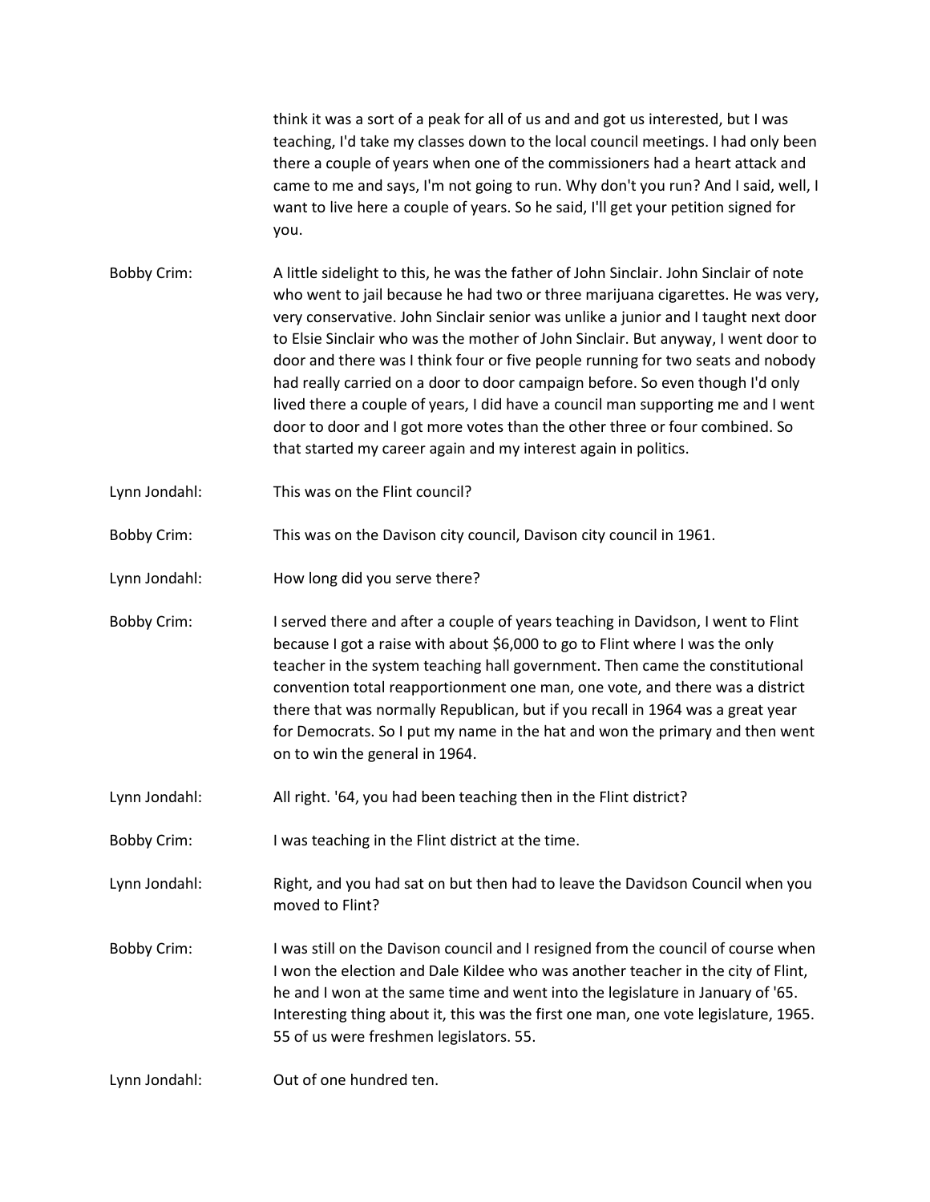think it was a sort of a peak for all of us and and got us interested, but I was teaching, I'd take my classes down to the local council meetings. I had only been there a couple of years when one of the commissioners had a heart attack and came to me and says, I'm not going to run. Why don't you run? And I said, well, I want to live here a couple of years. So he said, I'll get your petition signed for you.

Bobby Crim: A little sidelight to this, he was the father of John Sinclair. John Sinclair of note who went to jail because he had two or three marijuana cigarettes. He was very, very conservative. John Sinclair senior was unlike a junior and I taught next door to Elsie Sinclair who was the mother of John Sinclair. But anyway, I went door to door and there was I think four or five people running for two seats and nobody had really carried on a door to door campaign before. So even though I'd only lived there a couple of years, I did have a council man supporting me and I went door to door and I got more votes than the other three or four combined. So that started my career again and my interest again in politics.

Lynn Jondahl: This was on the Flint council?

Bobby Crim: This was on the Davison city council, Davison city council in 1961.

Lynn Jondahl: How long did you serve there?

Bobby Crim: I served there and after a couple of years teaching in Davidson, I went to Flint because I got a raise with about $6,000 to go to Flint where I was the only teacher in the system teaching hall government. Then came the constitutional convention total reapportionment one man, one vote, and there was a district there that was normally Republican, but if you recall in 1964 was a great year for Democrats. So I put my name in the hat and won the primary and then went on to win the general in 1964.

Lynn Jondahl: All right. '64, you had been teaching then in the Flint district?

Bobby Crim: I was teaching in the Flint district at the time.

Lynn Jondahl: Right, and you had sat on but then had to leave the Davidson Council when you moved to Flint?

Bobby Crim: I was still on the Davison council and I resigned from the council of course when I won the election and Dale Kildee who was another teacher in the city of Flint, he and I won at the same time and went into the legislature in January of '65. Interesting thing about it, this was the first one man, one vote legislature, 1965. 55 of us were freshmen legislators. 55.

Lynn Jondahl: Out of one hundred ten.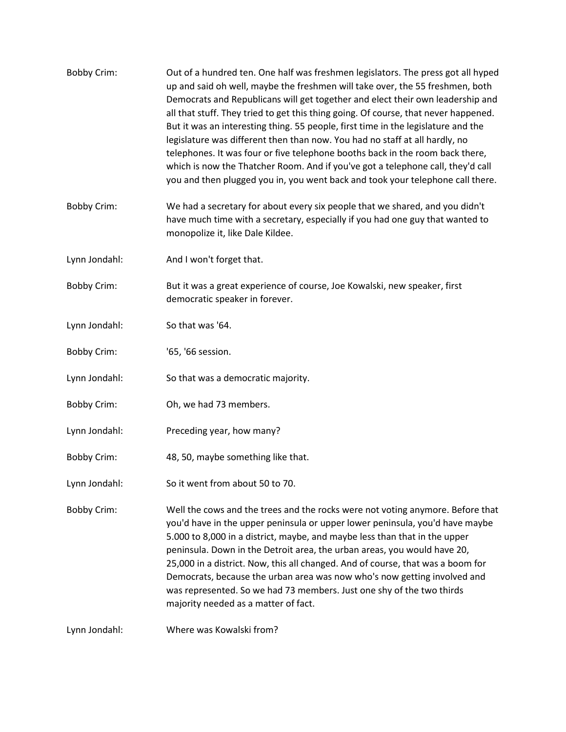Bobby Crim: Out of a hundred ten. One half was freshmen legislators. The press got all hyped up and said oh well, maybe the freshmen will take over, the 55 freshmen, both Democrats and Republicans will get together and elect their own leadership and all that stuff. They tried to get this thing going. Of course, that never happened. But it was an interesting thing. 55 people, first time in the legislature and the legislature was different then than now. You had no staff at all hardly, no telephones. It was four or five telephone booths back in the room back there, which is now the Thatcher Room. And if you've got a telephone call, they'd call you and then plugged you in, you went back and took your telephone call there.

Bobby Crim: We had a secretary for about every six people that we shared, and you didn't have much time with a secretary, especially if you had one guy that wanted to monopolize it, like Dale Kildee.

Lynn Jondahl: And I won't forget that.

Bobby Crim: But it was a great experience of course, Joe Kowalski, new speaker, first democratic speaker in forever.

Lynn Jondahl: So that was '64.

Bobby Crim: '65, '66 session.

Lynn Jondahl: So that was a democratic majority.

Bobby Crim: Oh, we had 73 members.

Lynn Jondahl: Preceding year, how many?

Bobby Crim: 48, 50, maybe something like that.

Lynn Jondahl: So it went from about 50 to 70.

Bobby Crim: Well the cows and the trees and the rocks were not voting anymore. Before that you'd have in the upper peninsula or upper lower peninsula, you'd have maybe 5.000 to 8,000 in a district, maybe, and maybe less than that in the upper peninsula. Down in the Detroit area, the urban areas, you would have 20, 25,000 in a district. Now, this all changed. And of course, that was a boom for Democrats, because the urban area was now who's now getting involved and was represented. So we had 73 members. Just one shy of the two thirds majority needed as a matter of fact.

Lynn Jondahl: Where was Kowalski from?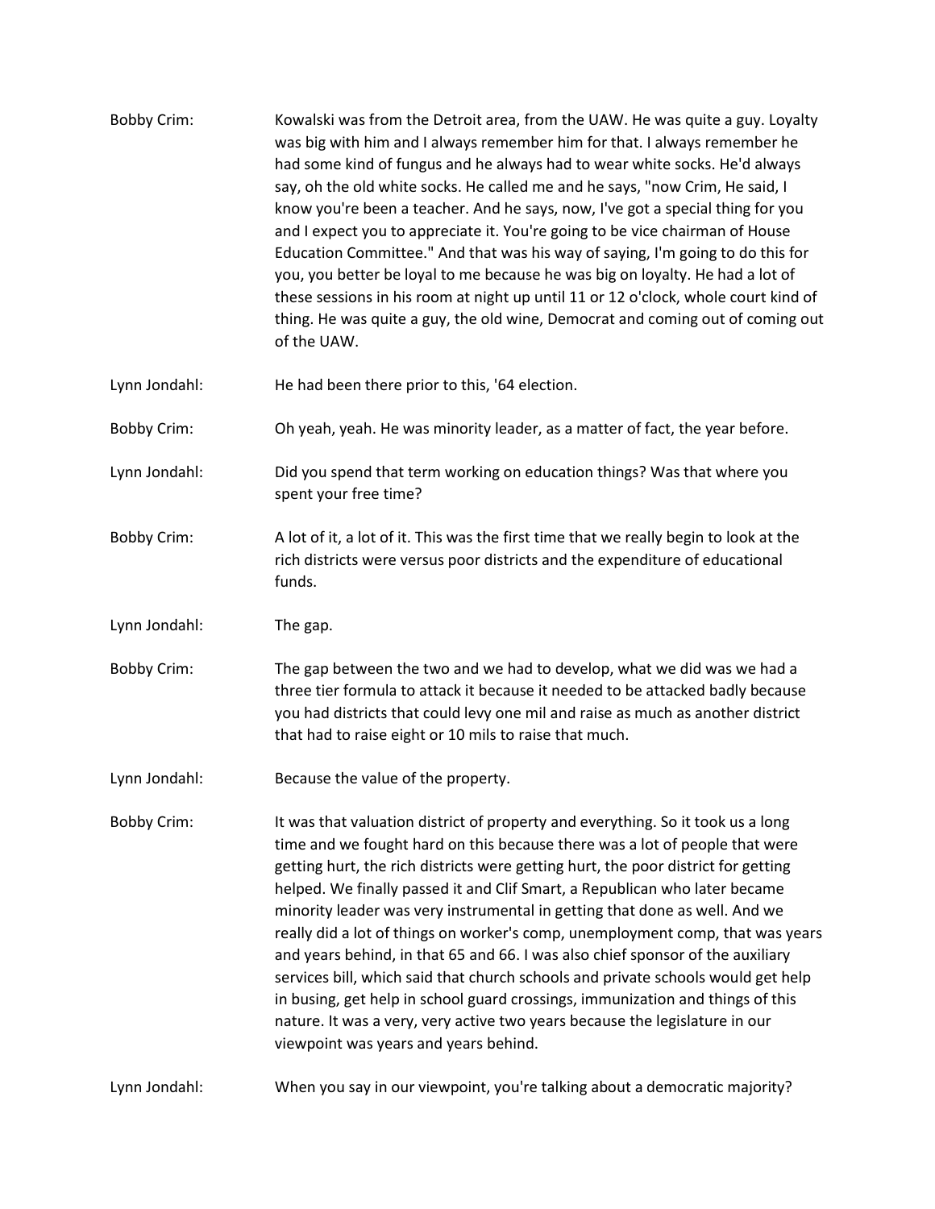Bobby Crim: Kowalski was from the Detroit area, from the UAW. He was quite a guy. Loyalty was big with him and I always remember him for that. I always remember he had some kind of fungus and he always had to wear white socks. He'd always say, oh the old white socks. He called me and he says, "now Crim, He said, I know you're been a teacher. And he says, now, I've got a special thing for you and I expect you to appreciate it. You're going to be vice chairman of House Education Committee." And that was his way of saying, I'm going to do this for you, you better be loyal to me because he was big on loyalty. He had a lot of these sessions in his room at night up until 11 or 12 o'clock, whole court kind of thing. He was quite a guy, the old wine, Democrat and coming out of coming out of the UAW.

Lynn Jondahl: He had been there prior to this, '64 election.

Bobby Crim: Oh yeah, yeah. He was minority leader, as a matter of fact, the year before.

Lynn Jondahl: Did you spend that term working on education things? Was that where you spent your free time?

Bobby Crim: A lot of it, a lot of it. This was the first time that we really begin to look at the rich districts were versus poor districts and the expenditure of educational funds.

Lynn Jondahl: The gap.

Bobby Crim: The gap between the two and we had to develop, what we did was we had a three tier formula to attack it because it needed to be attacked badly because you had districts that could levy one mil and raise as much as another district that had to raise eight or 10 mils to raise that much.

Lynn Jondahl: Because the value of the property.

Bobby Crim: It was that valuation district of property and everything. So it took us a long time and we fought hard on this because there was a lot of people that were getting hurt, the rich districts were getting hurt, the poor district for getting helped. We finally passed it and Clif Smart, a Republican who later became minority leader was very instrumental in getting that done as well. And we really did a lot of things on worker's comp, unemployment comp, that was years and years behind, in that 65 and 66. I was also chief sponsor of the auxiliary services bill, which said that church schools and private schools would get help in busing, get help in school guard crossings, immunization and things of this nature. It was a very, very active two years because the legislature in our viewpoint was years and years behind.

Lynn Jondahl: When you say in our viewpoint, you're talking about a democratic majority?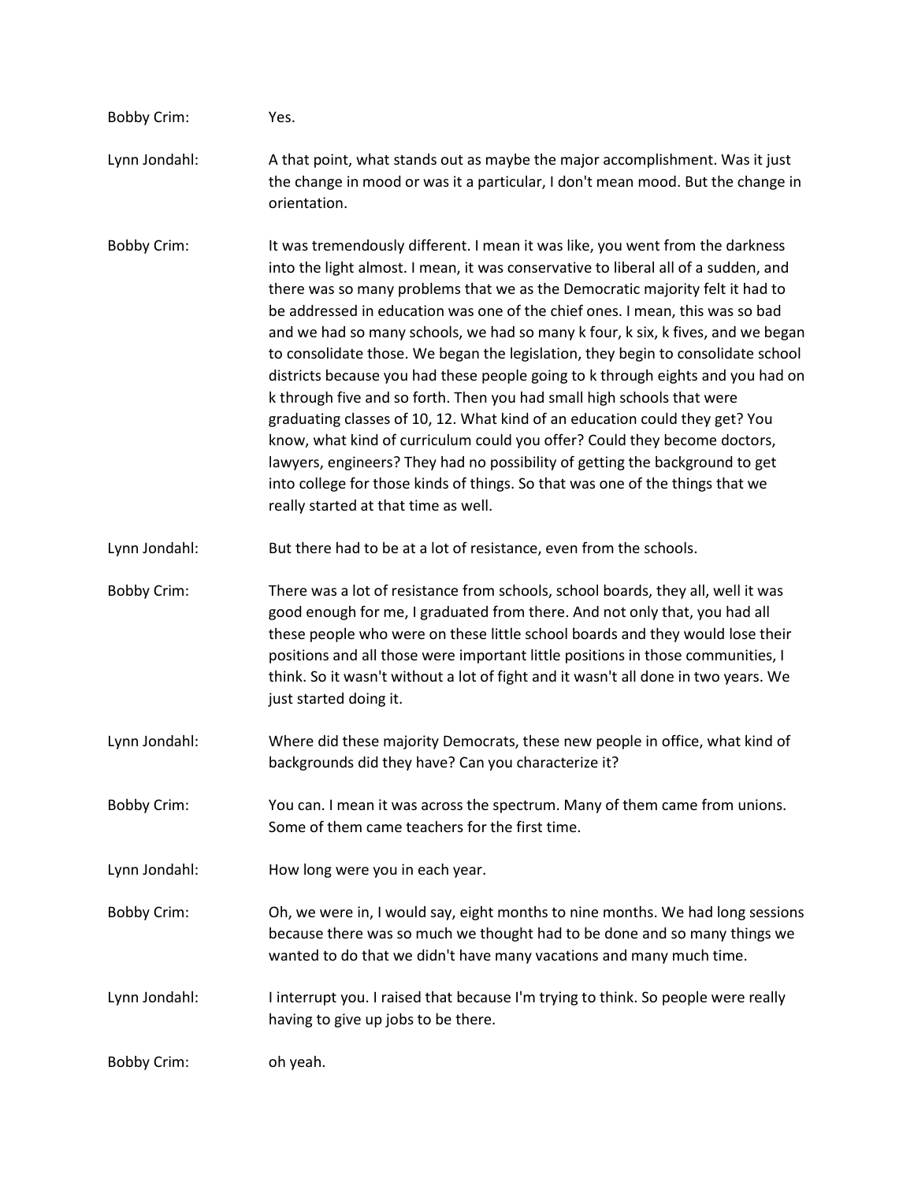Bobby Crim: Yes.

Lynn Jondahl: A that point, what stands out as maybe the major accomplishment. Was it just the change in mood or was it a particular, I don't mean mood. But the change in orientation.

Bobby Crim: It was tremendously different. I mean it was like, you went from the darkness into the light almost. I mean, it was conservative to liberal all of a sudden, and there was so many problems that we as the Democratic majority felt it had to be addressed in education was one of the chief ones. I mean, this was so bad and we had so many schools, we had so many k four, k six, k fives, and we began to consolidate those. We began the legislation, they begin to consolidate school districts because you had these people going to k through eights and you had on k through five and so forth. Then you had small high schools that were graduating classes of 10, 12. What kind of an education could they get? You know, what kind of curriculum could you offer? Could they become doctors, lawyers, engineers? They had no possibility of getting the background to get into college for those kinds of things. So that was one of the things that we really started at that time as well.

Lynn Jondahl: But there had to be at a lot of resistance, even from the schools.

Bobby Crim: There was a lot of resistance from schools, school boards, they all, well it was good enough for me, I graduated from there. And not only that, you had all these people who were on these little school boards and they would lose their positions and all those were important little positions in those communities, I think. So it wasn't without a lot of fight and it wasn't all done in two years. We just started doing it.

Lynn Jondahl: Where did these majority Democrats, these new people in office, what kind of backgrounds did they have? Can you characterize it?

Bobby Crim: You can. I mean it was across the spectrum. Many of them came from unions. Some of them came teachers for the first time.

Lynn Jondahl: How long were you in each year.

Bobby Crim: Oh, we were in, I would say, eight months to nine months. We had long sessions because there was so much we thought had to be done and so many things we wanted to do that we didn't have many vacations and many much time.

Lynn Jondahl: I interrupt you. I raised that because I'm trying to think. So people were really having to give up jobs to be there.

Bobby Crim: oh yeah.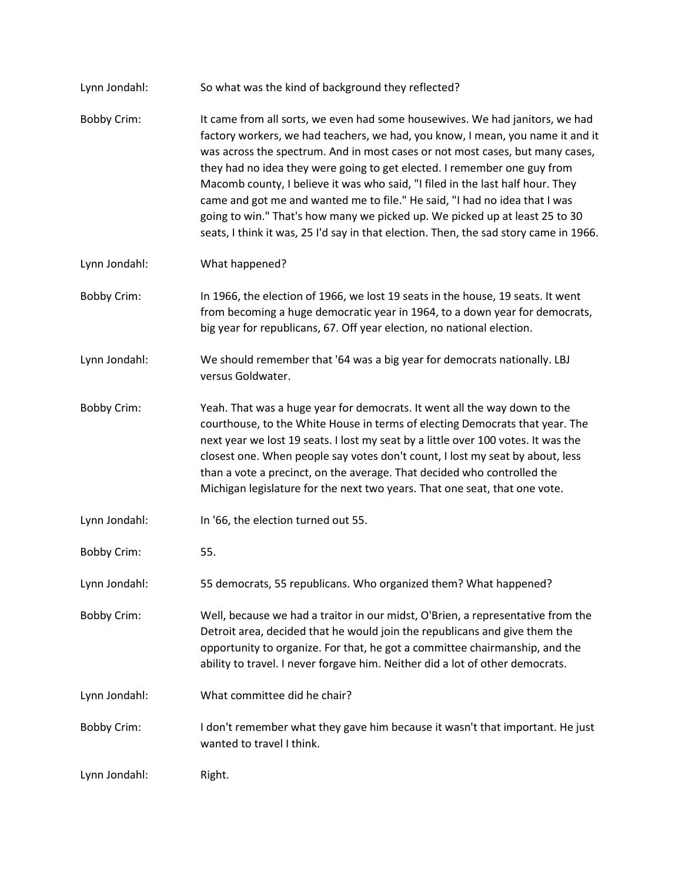Lynn Jondahl: So what was the kind of background they reflected?

Bobby Crim: It came from all sorts, we even had some housewives. We had janitors, we had factory workers, we had teachers, we had, you know, I mean, you name it and it was across the spectrum. And in most cases or not most cases, but many cases, they had no idea they were going to get elected. I remember one guy from Macomb county, I believe it was who said, "I filed in the last half hour. They came and got me and wanted me to file." He said, "I had no idea that I was going to win." That's how many we picked up. We picked up at least 25 to 30 seats, I think it was, 25 I'd say in that election. Then, the sad story came in 1966.

Lynn Jondahl: What happened?

Bobby Crim: In 1966, the election of 1966, we lost 19 seats in the house, 19 seats. It went from becoming a huge democratic year in 1964, to a down year for democrats, big year for republicans, 67. Off year election, no national election.

Lynn Jondahl: We should remember that '64 was a big year for democrats nationally. LBJ versus Goldwater.

Bobby Crim: Yeah. That was a huge year for democrats. It went all the way down to the courthouse, to the White House in terms of electing Democrats that year. The next year we lost 19 seats. I lost my seat by a little over 100 votes. It was the closest one. When people say votes don't count, I lost my seat by about, less than a vote a precinct, on the average. That decided who controlled the Michigan legislature for the next two years. That one seat, that one vote.

Lynn Jondahl: In '66, the election turned out 55.

Bobby Crim: 55.

Lynn Jondahl: 55 democrats, 55 republicans. Who organized them? What happened?

Bobby Crim: Well, because we had a traitor in our midst, O'Brien, a representative from the Detroit area, decided that he would join the republicans and give them the opportunity to organize. For that, he got a committee chairmanship, and the ability to travel. I never forgave him. Neither did a lot of other democrats.

Lynn Jondahl: What committee did he chair?

Bobby Crim: I don't remember what they gave him because it wasn't that important. He just wanted to travel I think.

Lynn Jondahl: Right.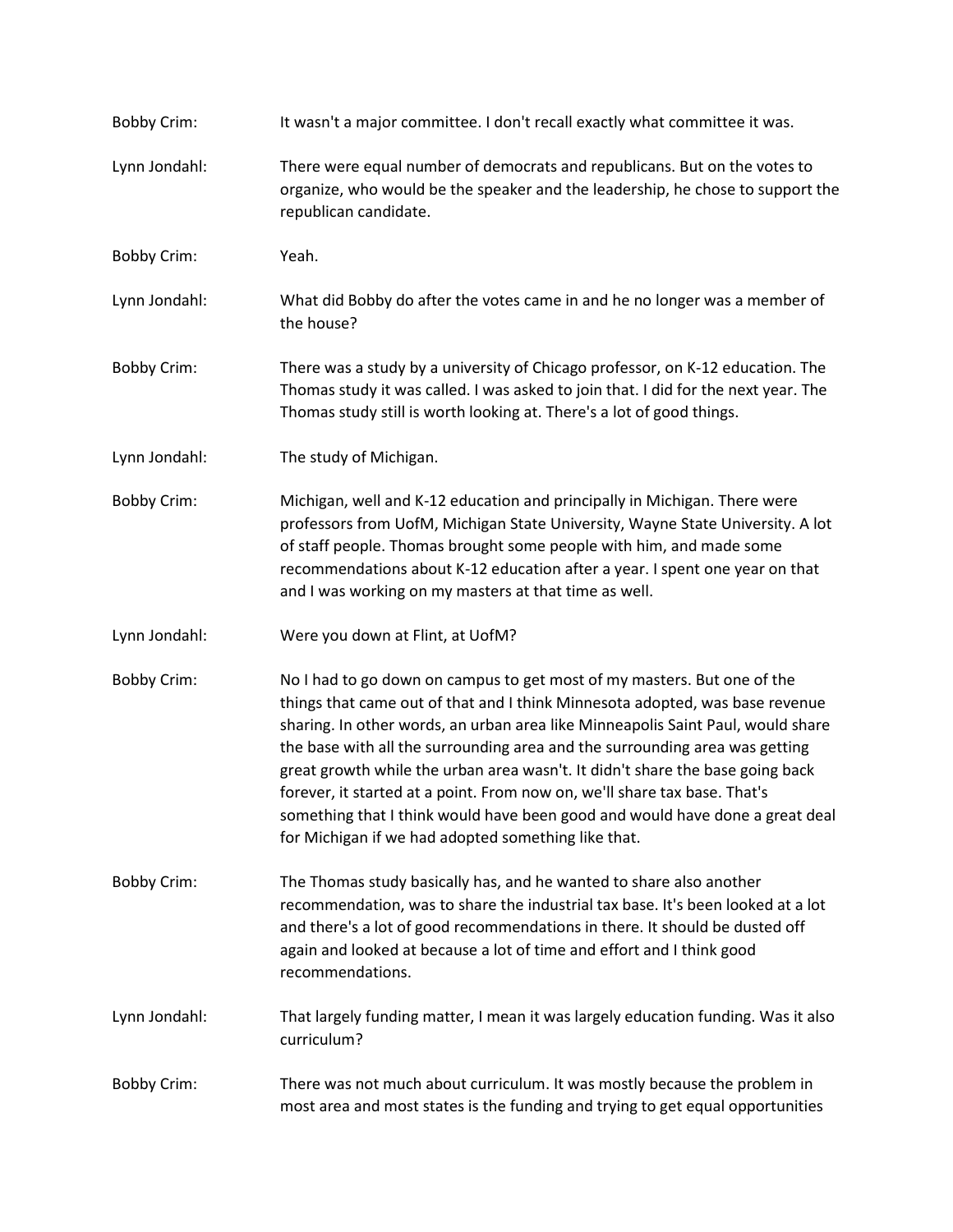Bobby Crim: It wasn't a major committee. I don't recall exactly what committee it was.

Lynn Jondahl: There were equal number of democrats and republicans. But on the votes to organize, who would be the speaker and the leadership, he chose to support the republican candidate.

Bobby Crim: Yeah.

Lynn Jondahl: What did Bobby do after the votes came in and he no longer was a member of the house?

Bobby Crim: There was a study by a university of Chicago professor, on K-12 education. The Thomas study it was called. I was asked to join that. I did for the next year. The Thomas study still is worth looking at. There's a lot of good things.

Lynn Jondahl: The study of Michigan.

Bobby Crim: Michigan, well and K-12 education and principally in Michigan. There were professors from UofM, Michigan State University, Wayne State University. A lot of staff people. Thomas brought some people with him, and made some recommendations about K-12 education after a year. I spent one year on that and I was working on my masters at that time as well.

Lynn Jondahl: Were you down at Flint, at UofM?

Bobby Crim: No I had to go down on campus to get most of my masters. But one of the things that came out of that and I think Minnesota adopted, was base revenue sharing. In other words, an urban area like Minneapolis Saint Paul, would share the base with all the surrounding area and the surrounding area was getting great growth while the urban area wasn't. It didn't share the base going back forever, it started at a point. From now on, we'll share tax base. That's something that I think would have been good and would have done a great deal for Michigan if we had adopted something like that.

Bobby Crim: The Thomas study basically has, and he wanted to share also another recommendation, was to share the industrial tax base. It's been looked at a lot and there's a lot of good recommendations in there. It should be dusted off again and looked at because a lot of time and effort and I think good recommendations.

Lynn Jondahl: That largely funding matter, I mean it was largely education funding. Was it also curriculum?

Bobby Crim: There was not much about curriculum. It was mostly because the problem in most area and most states is the funding and trying to get equal opportunities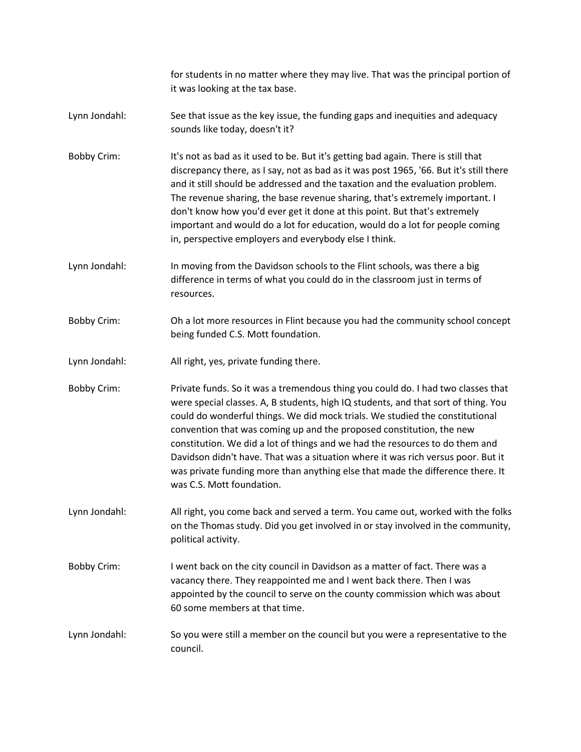for students in no matter where they may live. That was the principal portion of it was looking at the tax base.

Lynn Jondahl: See that issue as the key issue, the funding gaps and inequities and adequacy sounds like today, doesn't it?

Bobby Crim: It's not as bad as it used to be. But it's getting bad again. There is still that discrepancy there, as I say, not as bad as it was post 1965, '66. But it's still there and it still should be addressed and the taxation and the evaluation problem. The revenue sharing, the base revenue sharing, that's extremely important. I don't know how you'd ever get it done at this point. But that's extremely important and would do a lot for education, would do a lot for people coming in, perspective employers and everybody else I think.

Lynn Jondahl: In moving from the Davidson schools to the Flint schools, was there a big difference in terms of what you could do in the classroom just in terms of resources.

Bobby Crim: Oh a lot more resources in Flint because you had the community school concept being funded C.S. Mott foundation.

Lynn Jondahl: All right, yes, private funding there.

Bobby Crim: Private funds. So it was a tremendous thing you could do. I had two classes that were special classes. A, B students, high IQ students, and that sort of thing. You could do wonderful things. We did mock trials. We studied the constitutional convention that was coming up and the proposed constitution, the new constitution. We did a lot of things and we had the resources to do them and Davidson didn't have. That was a situation where it was rich versus poor. But it was private funding more than anything else that made the difference there. It was C.S. Mott foundation.

Lynn Jondahl: All right, you come back and served a term. You came out, worked with the folks on the Thomas study. Did you get involved in or stay involved in the community, political activity.

Bobby Crim: I went back on the city council in Davidson as a matter of fact. There was a vacancy there. They reappointed me and I went back there. Then I was appointed by the council to serve on the county commission which was about 60 some members at that time.

Lynn Jondahl: So you were still a member on the council but you were a representative to the council.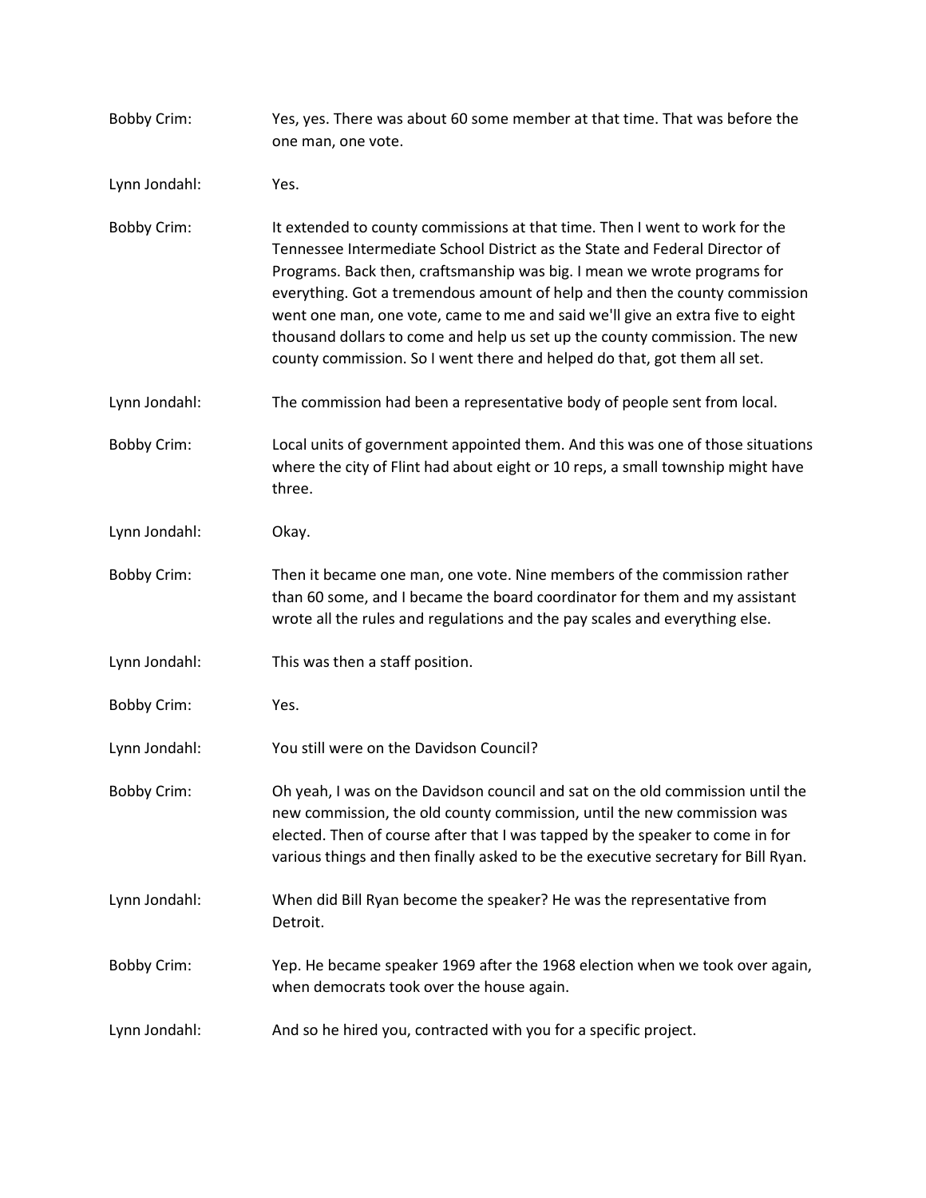Bobby Crim: Yes, yes. There was about 60 some member at that time. That was before the one man, one vote.

Lynn Jondahl: Yes.

Bobby Crim: It extended to county commissions at that time. Then I went to work for the Tennessee Intermediate School District as the State and Federal Director of Programs. Back then, craftsmanship was big. I mean we wrote programs for everything. Got a tremendous amount of help and then the county commission went one man, one vote, came to me and said we'll give an extra five to eight thousand dollars to come and help us set up the county commission. The new county commission. So I went there and helped do that, got them all set.

Lynn Jondahl: The commission had been a representative body of people sent from local.

Bobby Crim: Local units of government appointed them. And this was one of those situations where the city of Flint had about eight or 10 reps, a small township might have three.

Lynn Jondahl: Okay.

Bobby Crim: Then it became one man, one vote. Nine members of the commission rather than 60 some, and I became the board coordinator for them and my assistant wrote all the rules and regulations and the pay scales and everything else.

Lynn Jondahl: This was then a staff position.

Bobby Crim: Yes.

Lynn Jondahl: You still were on the Davidson Council?

Bobby Crim: Oh yeah, I was on the Davidson council and sat on the old commission until the new commission, the old county commission, until the new commission was elected. Then of course after that I was tapped by the speaker to come in for various things and then finally asked to be the executive secretary for Bill Ryan.

Lynn Jondahl: When did Bill Ryan become the speaker? He was the representative from Detroit.

Bobby Crim: Yep. He became speaker 1969 after the 1968 election when we took over again, when democrats took over the house again.

Lynn Jondahl: And so he hired you, contracted with you for a specific project.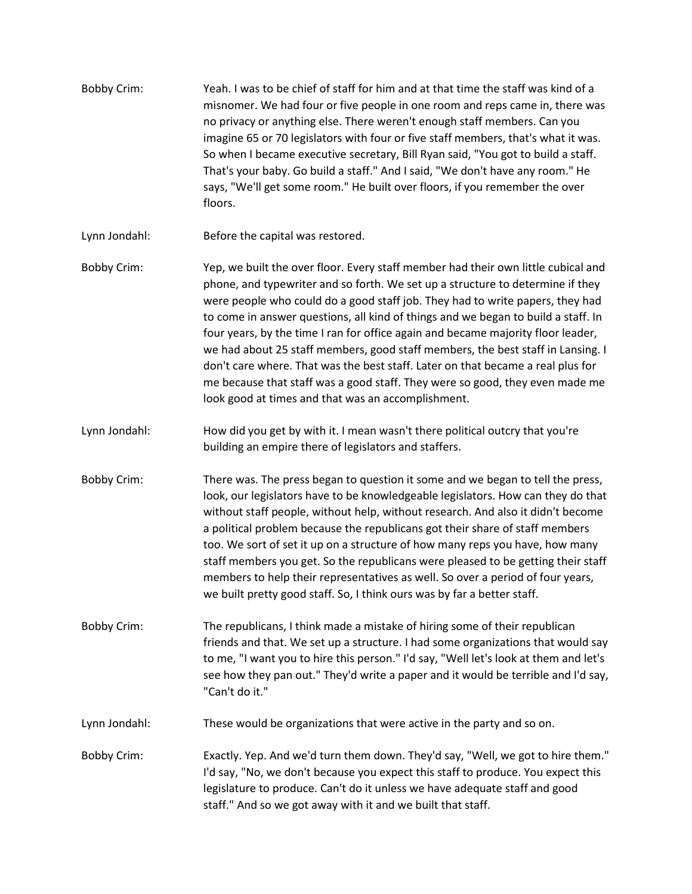Bobby Crim: Yeah. I was to be chief of staff for him and at that time the staff was kind of a misnomer. We had four or five people in one room and reps came in, there was no privacy or anything else. There weren't enough staff members. Can you imagine 65 or 70 legislators with four or five staff members, that's what it was. So when I became executive secretary, Bill Ryan said, "You got to build a staff. That's your baby. Go build a staff." And I said, "We don't have any room." He says, "We'll get some room." He built over floors, if you remember the over floors.

Lynn Jondahl: Before the capital was restored.

Bobby Crim: Yep, we built the over floor. Every staff member had their own little cubical and phone, and typewriter and so forth. We set up a structure to determine if they were people who could do a good staff job. They had to write papers, they had to come in answer questions, all kind of things and we began to build a staff. In four years, by the time I ran for office again and became majority floor leader, we had about 25 staff members, good staff members, the best staff in Lansing. I don't care where. That was the best staff. Later on that became a real plus for me because that staff was a good staff. They were so good, they even made me look good at times and that was an accomplishment.

Lynn Jondahl: How did you get by with it. I mean wasn't there political outcry that you're building an empire there of legislators and staffers.

Bobby Crim: There was. The press began to question it some and we began to tell the press, look, our legislators have to be knowledgeable legislators. How can they do that without staff people, without help, without research. And also it didn't become a political problem because the republicans got their share of staff members too. We sort of set it up on a structure of how many reps you have, how many staff members you get. So the republicans were pleased to be getting their staff members to help their representatives as well. So over a period of four years, we built pretty good staff. So, I think ours was by far a better staff.

Bobby Crim: The republicans, I think made a mistake of hiring some of their republican friends and that. We set up a structure. I had some organizations that would say to me, "I want you to hire this person." I'd say, "Well let's look at them and let's see how they pan out." They'd write a paper and it would be terrible and I'd say, "Can't do it."

Lynn Jondahl: These would be organizations that were active in the party and so on.

Bobby Crim: Exactly. Yep. And we'd turn them down. They'd say, "Well, we got to hire them." I'd say, "No, we don't because you expect this staff to produce. You expect this legislature to produce. Can't do it unless we have adequate staff and good staff." And so we got away with it and we built that staff.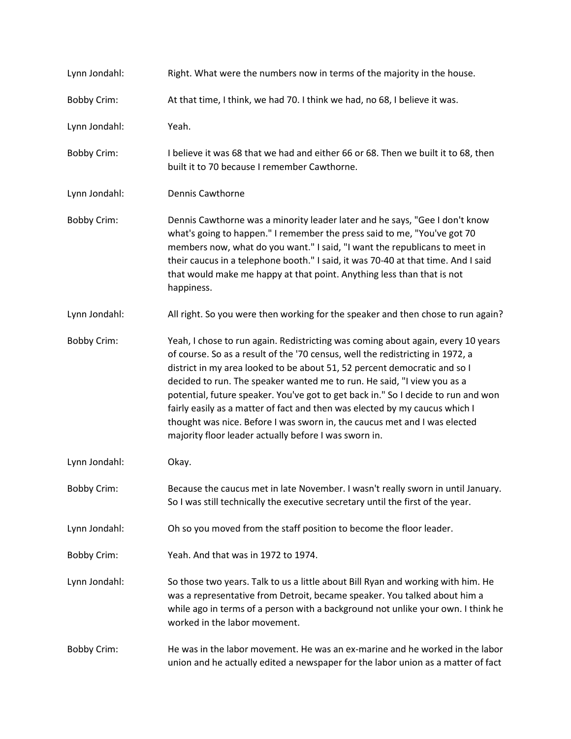Lynn Jondahl: Right. What were the numbers now in terms of the majority in the house.

Bobby Crim: At that time, I think, we had 70. I think we had, no 68, I believe it was.

Lynn Jondahl: Yeah.

Bobby Crim: I believe it was 68 that we had and either 66 or 68. Then we built it to 68, then built it to 70 because I remember Cawthorne.

Lynn Jondahl: Dennis Cawthorne

Bobby Crim: Dennis Cawthorne was a minority leader later and he says, "Gee I don't know what's going to happen." I remember the press said to me, "You've got 70 members now, what do you want." I said, "I want the republicans to meet in their caucus in a telephone booth." I said, it was 70-40 at that time. And I said that would make me happy at that point. Anything less than that is not happiness.

Lynn Jondahl: All right. So you were then working for the speaker and then chose to run again?

Bobby Crim: Yeah, I chose to run again. Redistricting was coming about again, every 10 years of course. So as a result of the '70 census, well the redistricting in 1972, a district in my area looked to be about 51, 52 percent democratic and so I decided to run. The speaker wanted me to run. He said, "I view you as a potential, future speaker. You've got to get back in." So I decide to run and won fairly easily as a matter of fact and then was elected by my caucus which I thought was nice. Before I was sworn in, the caucus met and I was elected majority floor leader actually before I was sworn in.

Lynn Jondahl: Okay.

Bobby Crim: Because the caucus met in late November. I wasn't really sworn in until January. So I was still technically the executive secretary until the first of the year.

Lynn Jondahl: Oh so you moved from the staff position to become the floor leader.

Bobby Crim: Yeah. And that was in 1972 to 1974.

Lynn Jondahl: So those two years. Talk to us a little about Bill Ryan and working with him. He was a representative from Detroit, became speaker. You talked about him a while ago in terms of a person with a background not unlike your own. I think he worked in the labor movement.

Bobby Crim: He was in the labor movement. He was an ex-marine and he worked in the labor union and he actually edited a newspaper for the labor union as a matter of fact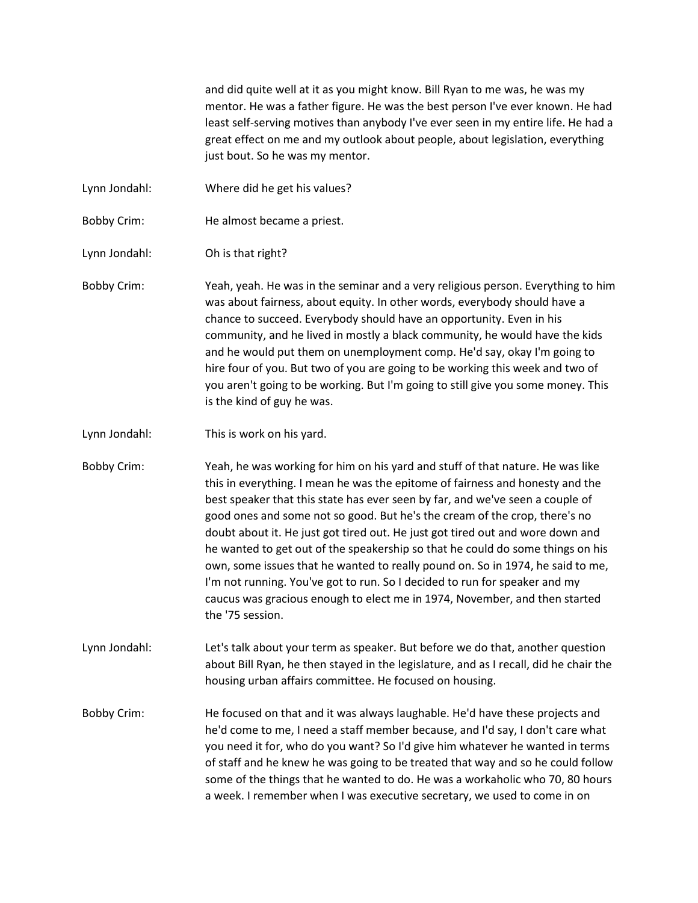and did quite well at it as you might know. Bill Ryan to me was, he was my mentor. He was a father figure. He was the best person I've ever known. He had least self-serving motives than anybody I've ever seen in my entire life. He had a great effect on me and my outlook about people, about legislation, everything just bout. So he was my mentor.

Lynn Jondahl: Where did he get his values?

Bobby Crim: He almost became a priest.

Lynn Jondahl: Oh is that right?

Bobby Crim: Yeah, yeah. He was in the seminar and a very religious person. Everything to him was about fairness, about equity. In other words, everybody should have a chance to succeed. Everybody should have an opportunity. Even in his community, and he lived in mostly a black community, he would have the kids and he would put them on unemployment comp. He'd say, okay I'm going to hire four of you. But two of you are going to be working this week and two of you aren't going to be working. But I'm going to still give you some money. This is the kind of guy he was.

Lynn Jondahl: This is work on his yard.

Bobby Crim: Yeah, he was working for him on his yard and stuff of that nature. He was like this in everything. I mean he was the epitome of fairness and honesty and the best speaker that this state has ever seen by far, and we've seen a couple of good ones and some not so good. But he's the cream of the crop, there's no doubt about it. He just got tired out. He just got tired out and wore down and he wanted to get out of the speakership so that he could do some things on his own, some issues that he wanted to really pound on. So in 1974, he said to me, I'm not running. You've got to run. So I decided to run for speaker and my caucus was gracious enough to elect me in 1974, November, and then started the '75 session.

Lynn Jondahl: Let's talk about your term as speaker. But before we do that, another question about Bill Ryan, he then stayed in the legislature, and as I recall, did he chair the housing urban affairs committee. He focused on housing.

Bobby Crim: He focused on that and it was always laughable. He'd have these projects and he'd come to me, I need a staff member because, and I'd say, I don't care what you need it for, who do you want? So I'd give him whatever he wanted in terms of staff and he knew he was going to be treated that way and so he could follow some of the things that he wanted to do. He was a workaholic who 70, 80 hours a week. I remember when I was executive secretary, we used to come in on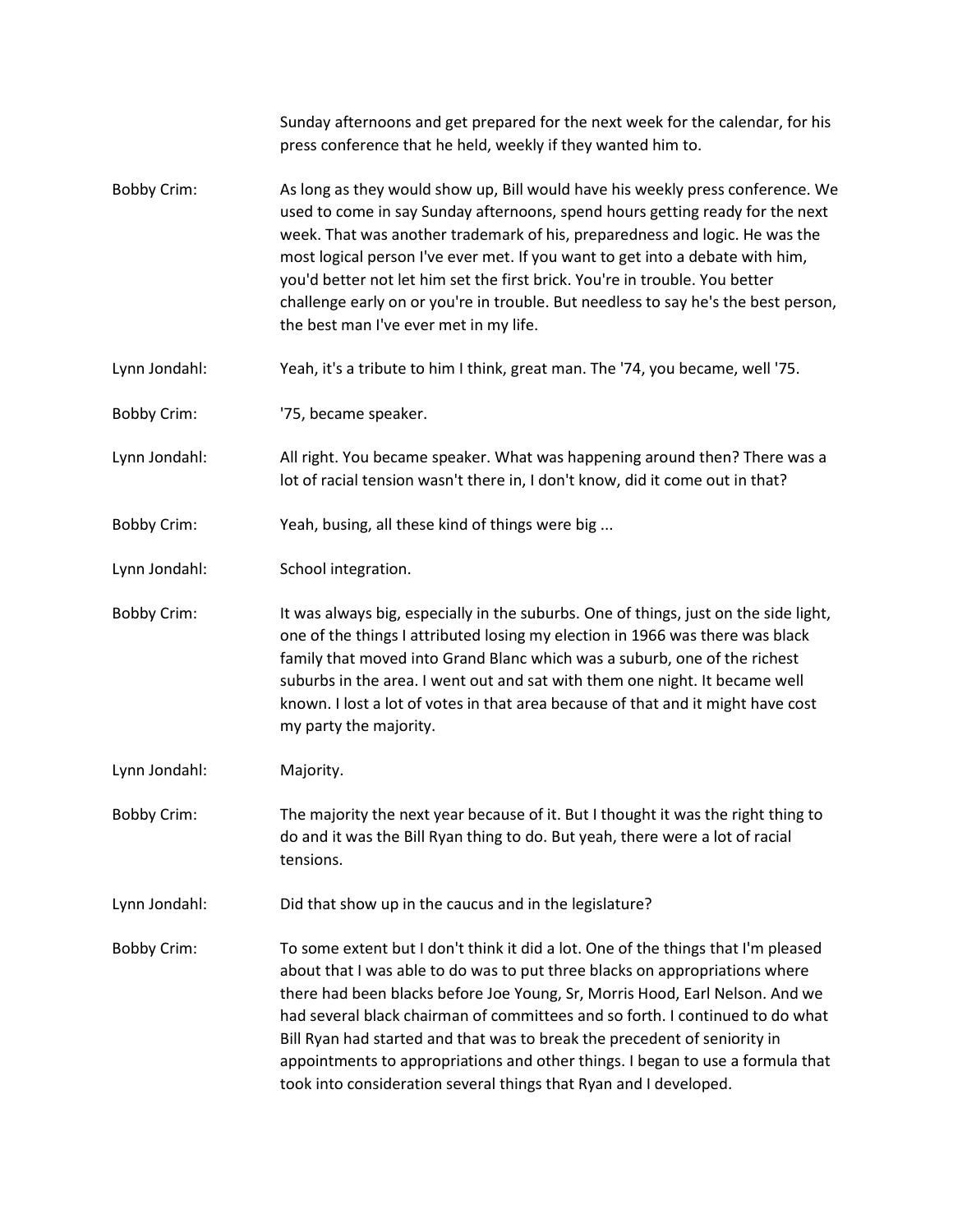Sunday afternoons and get prepared for the next week for the calendar, for his press conference that he held, weekly if they wanted him to.

**Bobby Crim:** As long as they would show up, Bill would have his weekly press conference. We used to come in say Sunday afternoons, spend hours getting ready for the next week. That was another trademark of his, preparedness and logic. He was the most logical person I've ever met. If you want to get into a debate with him, you'd better not let him set the first brick. You're in trouble. You better challenge early on or you're in trouble. But needless to say he's the best person, the best man I've ever met in my life.

**Lynn Jondahl:** Yeah, it's a tribute to him I think, great man. The '74, you became, well '75.

**Bobby Crim:** '75, became speaker.

**Lynn Jondahl:** All right. You became speaker. What was happening around then? There was a lot of racial tension wasn't there in, I don't know, did it come out in that?

**Bobby Crim:** Yeah, busing, all these kind of things were big ...

**Lynn Jondahl:** School integration.

**Bobby Crim:** It was always big, especially in the suburbs. One of things, just on the side light, one of the things I attributed losing my election in 1966 was there was black family that moved into Grand Blanc which was a suburb, one of the richest suburbs in the area. I went out and sat with them one night. It became well known. I lost a lot of votes in that area because of that and it might have cost my party the majority.

**Lynn Jondahl:** Majority.

**Bobby Crim:** The majority the next year because of it. But I thought it was the right thing to do and it was the Bill Ryan thing to do. But yeah, there were a lot of racial tensions.

**Lynn Jondahl:** Did that show up in the caucus and in the legislature?

**Bobby Crim:** To some extent but I don't think it did a lot. One of the things that I'm pleased about that I was able to do was to put three blacks on appropriations where there had been blacks before Joe Young, Sr, Morris Hood, Earl Nelson. And we had several black chairman of committees and so forth. I continued to do what Bill Ryan had started and that was to break the precedent of seniority in appointments to appropriations and other things. I began to use a formula that took into consideration several things that Ryan and I developed.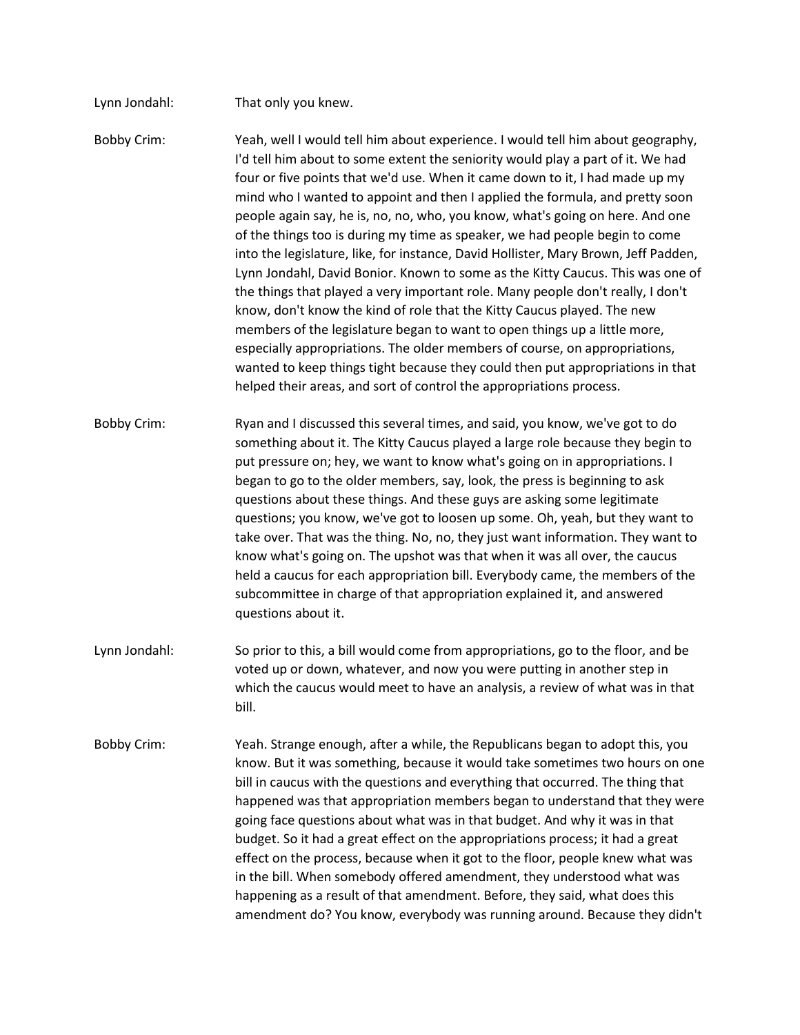Lynn Jondahl: That only you knew.

Bobby Crim: Yeah, well I would tell him about experience. I would tell him about geography, I'd tell him about to some extent the seniority would play a part of it. We had four or five points that we'd use. When it came down to it, I had made up my mind who I wanted to appoint and then I applied the formula, and pretty soon people again say, he is, no, no, who, you know, what's going on here. And one of the things too is during my time as speaker, we had people begin to come into the legislature, like, for instance, David Hollister, Mary Brown, Jeff Padden, Lynn Jondahl, David Bonior. Known to some as the Kitty Caucus. This was one of the things that played a very important role. Many people don't really, I don't know, don't know the kind of role that the Kitty Caucus played. The new members of the legislature began to want to open things up a little more, especially appropriations. The older members of course, on appropriations, wanted to keep things tight because they could then put appropriations in that helped their areas, and sort of control the appropriations process.

Bobby Crim: Ryan and I discussed this several times, and said, you know, we've got to do something about it. The Kitty Caucus played a large role because they begin to put pressure on; hey, we want to know what's going on in appropriations. I began to go to the older members, say, look, the press is beginning to ask questions about these things. And these guys are asking some legitimate questions; you know, we've got to loosen up some. Oh, yeah, but they want to take over. That was the thing. No, no, they just want information. They want to know what's going on. The upshot was that when it was all over, the caucus held a caucus for each appropriation bill. Everybody came, the members of the subcommittee in charge of that appropriation explained it, and answered questions about it.

Lynn Jondahl: So prior to this, a bill would come from appropriations, go to the floor, and be voted up or down, whatever, and now you were putting in another step in which the caucus would meet to have an analysis, a review of what was in that bill.

Bobby Crim: Yeah. Strange enough, after a while, the Republicans began to adopt this, you know. But it was something, because it would take sometimes two hours on one bill in caucus with the questions and everything that occurred. The thing that happened was that appropriation members began to understand that they were going face questions about what was in that budget. And why it was in that budget. So it had a great effect on the appropriations process; it had a great effect on the process, because when it got to the floor, people knew what was in the bill. When somebody offered amendment, they understood what was happening as a result of that amendment. Before, they said, what does this amendment do? You know, everybody was running around. Because they didn't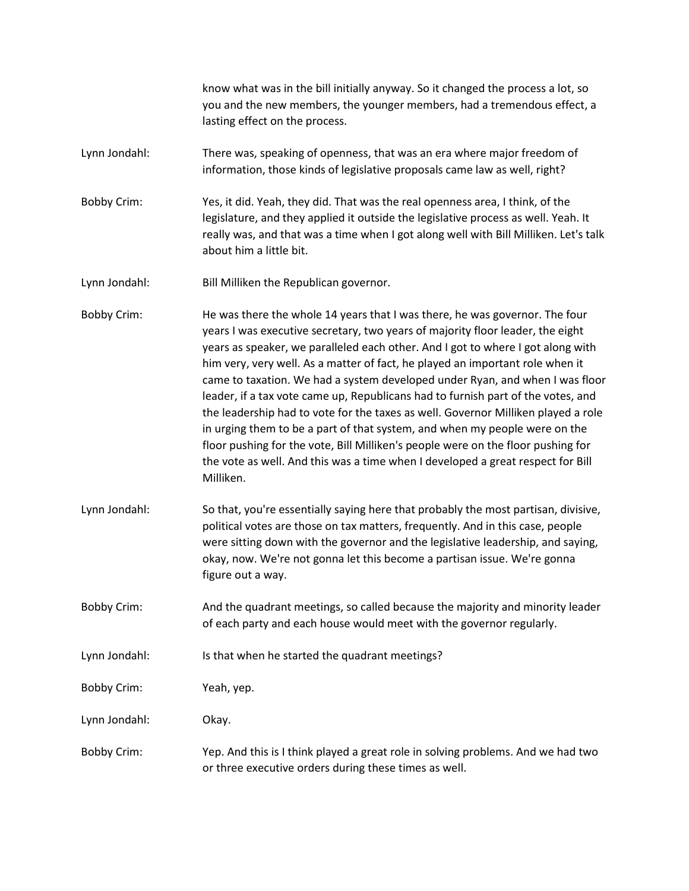know what was in the bill initially anyway. So it changed the process a lot, so you and the new members, the younger members, had a tremendous effect, a lasting effect on the process.

Lynn Jondahl: There was, speaking of openness, that was an era where major freedom of information, those kinds of legislative proposals came law as well, right?

Bobby Crim: Yes, it did. Yeah, they did. That was the real openness area, I think, of the legislature, and they applied it outside the legislative process as well. Yeah. It really was, and that was a time when I got along well with Bill Milliken. Let's talk about him a little bit.

Lynn Jondahl: Bill Milliken the Republican governor.

Bobby Crim: He was there the whole 14 years that I was there, he was governor. The four years I was executive secretary, two years of majority floor leader, the eight years as speaker, we paralleled each other. And I got to where I got along with him very, very well. As a matter of fact, he played an important role when it came to taxation. We had a system developed under Ryan, and when I was floor leader, if a tax vote came up, Republicans had to furnish part of the votes, and the leadership had to vote for the taxes as well. Governor Milliken played a role in urging them to be a part of that system, and when my people were on the floor pushing for the vote, Bill Milliken's people were on the floor pushing for the vote as well. And this was a time when I developed a great respect for Bill Milliken.

Lynn Jondahl: So that, you're essentially saying here that probably the most partisan, divisive, political votes are those on tax matters, frequently. And in this case, people were sitting down with the governor and the legislative leadership, and saying, okay, now. We're not gonna let this become a partisan issue. We're gonna figure out a way.

Bobby Crim: And the quadrant meetings, so called because the majority and minority leader of each party and each house would meet with the governor regularly.

Lynn Jondahl: Is that when he started the quadrant meetings?

Bobby Crim: Yeah, yep.

Lynn Jondahl: Okay.

Bobby Crim: Yep. And this is I think played a great role in solving problems. And we had two or three executive orders during these times as well.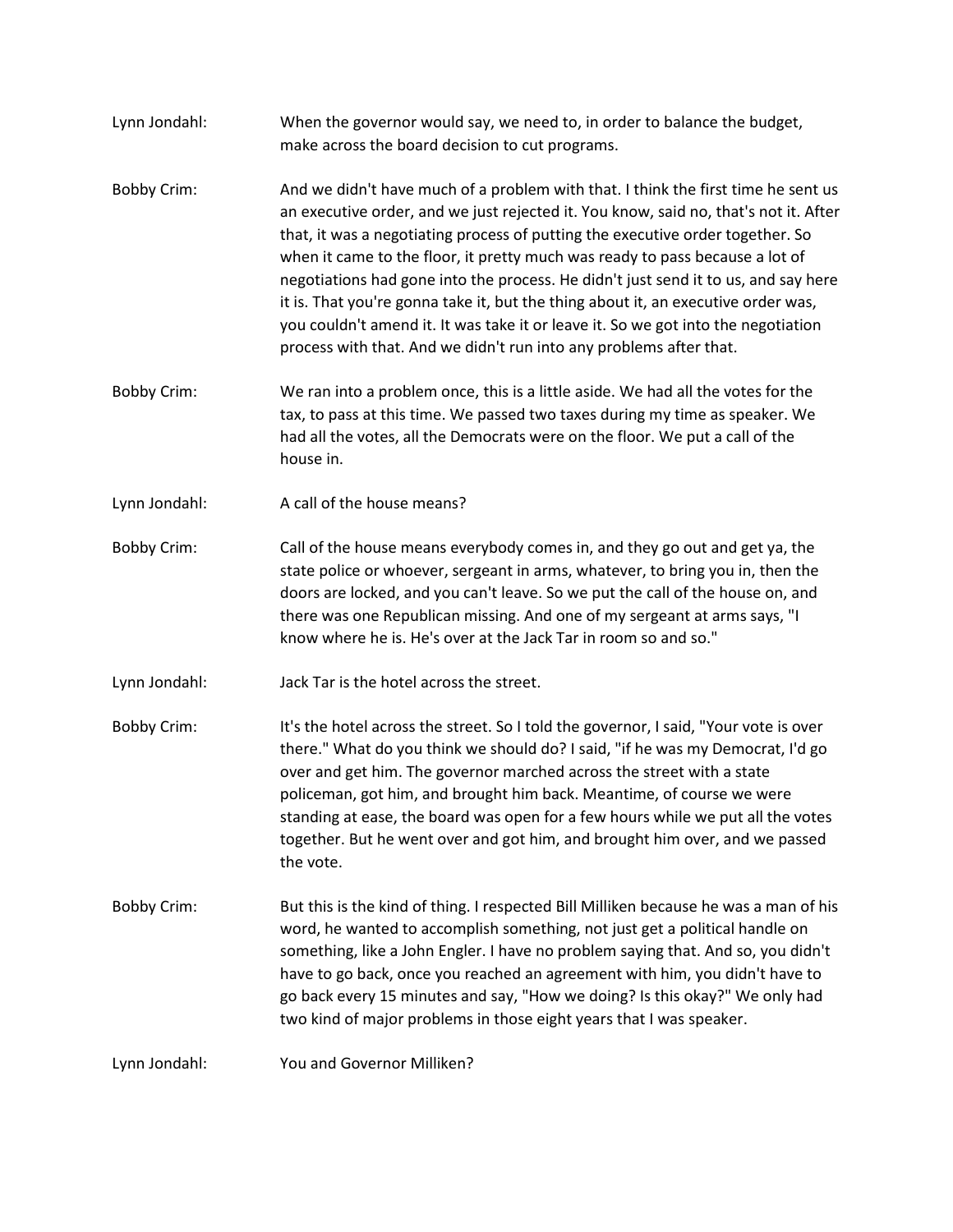Lynn Jondahl: When the governor would say, we need to, in order to balance the budget, make across the board decision to cut programs.

Bobby Crim: And we didn't have much of a problem with that. I think the first time he sent us an executive order, and we just rejected it. You know, said no, that's not it. After that, it was a negotiating process of putting the executive order together. So when it came to the floor, it pretty much was ready to pass because a lot of negotiations had gone into the process. He didn't just send it to us, and say here it is. That you're gonna take it, but the thing about it, an executive order was, you couldn't amend it. It was take it or leave it. So we got into the negotiation process with that. And we didn't run into any problems after that.

Bobby Crim: We ran into a problem once, this is a little aside. We had all the votes for the tax, to pass at this time. We passed two taxes during my time as speaker. We had all the votes, all the Democrats were on the floor. We put a call of the house in.

Lynn Jondahl: A call of the house means?

Bobby Crim: Call of the house means everybody comes in, and they go out and get ya, the state police or whoever, sergeant in arms, whatever, to bring you in, then the doors are locked, and you can't leave. So we put the call of the house on, and there was one Republican missing. And one of my sergeant at arms says, "I know where he is. He's over at the Jack Tar in room so and so."

Lynn Jondahl: Jack Tar is the hotel across the street.

Bobby Crim: It's the hotel across the street. So I told the governor, I said, "Your vote is over there." What do you think we should do? I said, "if he was my Democrat, I'd go over and get him. The governor marched across the street with a state policeman, got him, and brought him back. Meantime, of course we were standing at ease, the board was open for a few hours while we put all the votes together. But he went over and got him, and brought him over, and we passed the vote.

Bobby Crim: But this is the kind of thing. I respected Bill Milliken because he was a man of his word, he wanted to accomplish something, not just get a political handle on something, like a John Engler. I have no problem saying that. And so, you didn't have to go back, once you reached an agreement with him, you didn't have to go back every 15 minutes and say, "How we doing? Is this okay?" We only had two kind of major problems in those eight years that I was speaker.

Lynn Jondahl: You and Governor Milliken?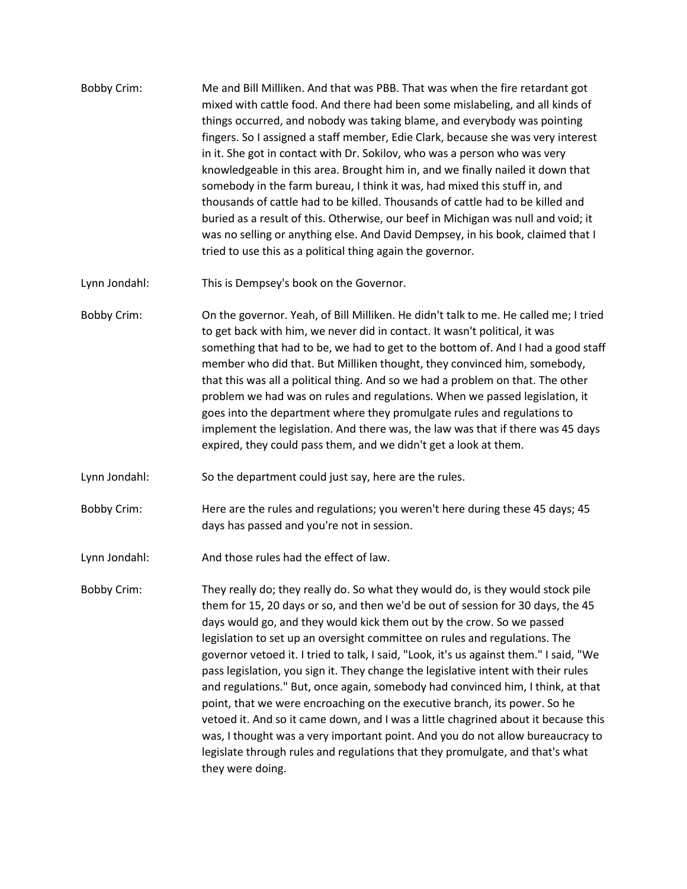Bobby Crim: Me and Bill Milliken. And that was PBB. That was when the fire retardant got mixed with cattle food. And there had been some mislabeling, and all kinds of things occurred, and nobody was taking blame, and everybody was pointing fingers. So I assigned a staff member, Edie Clark, because she was very interest in it. She got in contact with Dr. Sokilov, who was a person who was very knowledgeable in this area. Brought him in, and we finally nailed it down that somebody in the farm bureau, I think it was, had mixed this stuff in, and thousands of cattle had to be killed. Thousands of cattle had to be killed and buried as a result of this. Otherwise, our beef in Michigan was null and void; it was no selling or anything else. And David Dempsey, in his book, claimed that I tried to use this as a political thing again the governor.

Lynn Jondahl: This is Dempsey's book on the Governor.

Bobby Crim: On the governor. Yeah, of Bill Milliken. He didn't talk to me. He called me; I tried to get back with him, we never did in contact. It wasn't political, it was something that had to be, we had to get to the bottom of. And I had a good staff member who did that. But Milliken thought, they convinced him, somebody, that this was all a political thing. And so we had a problem on that. The other problem we had was on rules and regulations. When we passed legislation, it goes into the department where they promulgate rules and regulations to implement the legislation. And there was, the law was that if there was 45 days expired, they could pass them, and we didn't get a look at them.

Lynn Jondahl: So the department could just say, here are the rules.

Bobby Crim: Here are the rules and regulations; you weren't here during these 45 days; 45 days has passed and you're not in session.

Lynn Jondahl: And those rules had the effect of law.

Bobby Crim: They really do; they really do. So what they would do, is they would stock pile them for 15, 20 days or so, and then we'd be out of session for 30 days, the 45 days would go, and they would kick them out by the crow. So we passed legislation to set up an oversight committee on rules and regulations. The governor vetoed it. I tried to talk, I said, "Look, it's us against them." I said, "We pass legislation, you sign it. They change the legislative intent with their rules and regulations." But, once again, somebody had convinced him, I think, at that point, that we were encroaching on the executive branch, its power. So he vetoed it. And so it came down, and I was a little chagrined about it because this was, I thought was a very important point. And you do not allow bureaucracy to legislate through rules and regulations that they promulgate, and that's what they were doing.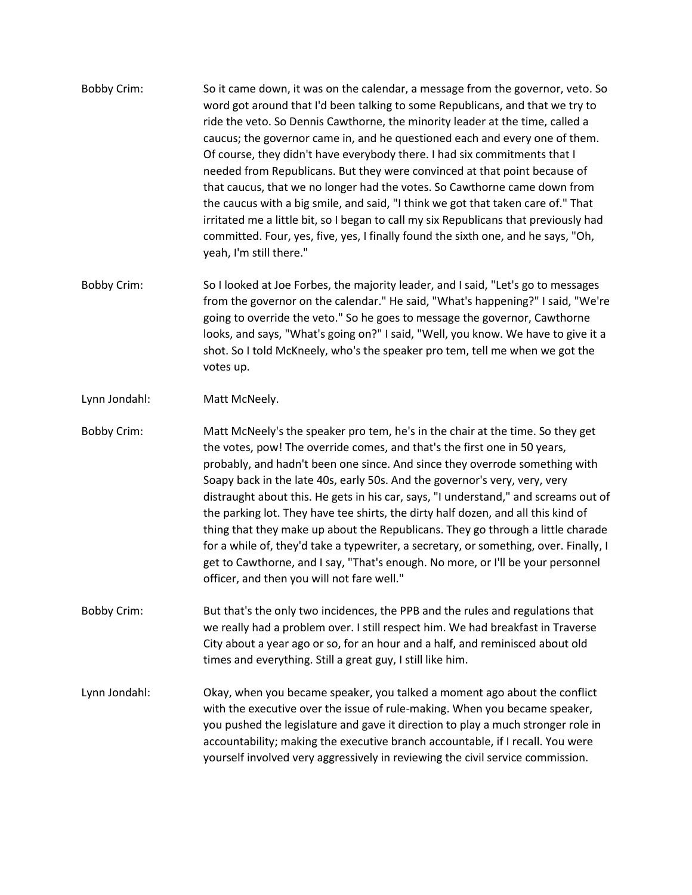Bobby Crim: So it came down, it was on the calendar, a message from the governor, veto. So word got around that I'd been talking to some Republicans, and that we try to ride the veto. So Dennis Cawthorne, the minority leader at the time, called a caucus; the governor came in, and he questioned each and every one of them. Of course, they didn't have everybody there. I had six commitments that I needed from Republicans. But they were convinced at that point because of that caucus, that we no longer had the votes. So Cawthorne came down from the caucus with a big smile, and said, "I think we got that taken care of." That irritated me a little bit, so I began to call my six Republicans that previously had committed. Four, yes, five, yes, I finally found the sixth one, and he says, "Oh, yeah, I'm still there."

Bobby Crim: So I looked at Joe Forbes, the majority leader, and I said, "Let's go to messages from the governor on the calendar." He said, "What's happening?" I said, "We're going to override the veto." So he goes to message the governor, Cawthorne looks, and says, "What's going on?" I said, "Well, you know. We have to give it a shot. So I told McKneely, who's the speaker pro tem, tell me when we got the votes up.

Lynn Jondahl: Matt McNeely.

Bobby Crim: Matt McNeely's the speaker pro tem, he's in the chair at the time. So they get the votes, pow! The override comes, and that's the first one in 50 years, probably, and hadn't been one since. And since they overrode something with Soapy back in the late 40s, early 50s. And the governor's very, very, very distraught about this. He gets in his car, says, "I understand," and screams out of the parking lot. They have tee shirts, the dirty half dozen, and all this kind of thing that they make up about the Republicans. They go through a little charade for a while of, they'd take a typewriter, a secretary, or something, over. Finally, I get to Cawthorne, and I say, "That's enough. No more, or I'll be your personnel officer, and then you will not fare well."

Bobby Crim: But that's the only two incidences, the PPB and the rules and regulations that we really had a problem over. I still respect him. We had breakfast in Traverse City about a year ago or so, for an hour and a half, and reminisced about old times and everything. Still a great guy, I still like him.

Lynn Jondahl: Okay, when you became speaker, you talked a moment ago about the conflict with the executive over the issue of rule-making. When you became speaker, you pushed the legislature and gave it direction to play a much stronger role in accountability; making the executive branch accountable, if I recall. You were yourself involved very aggressively in reviewing the civil service commission.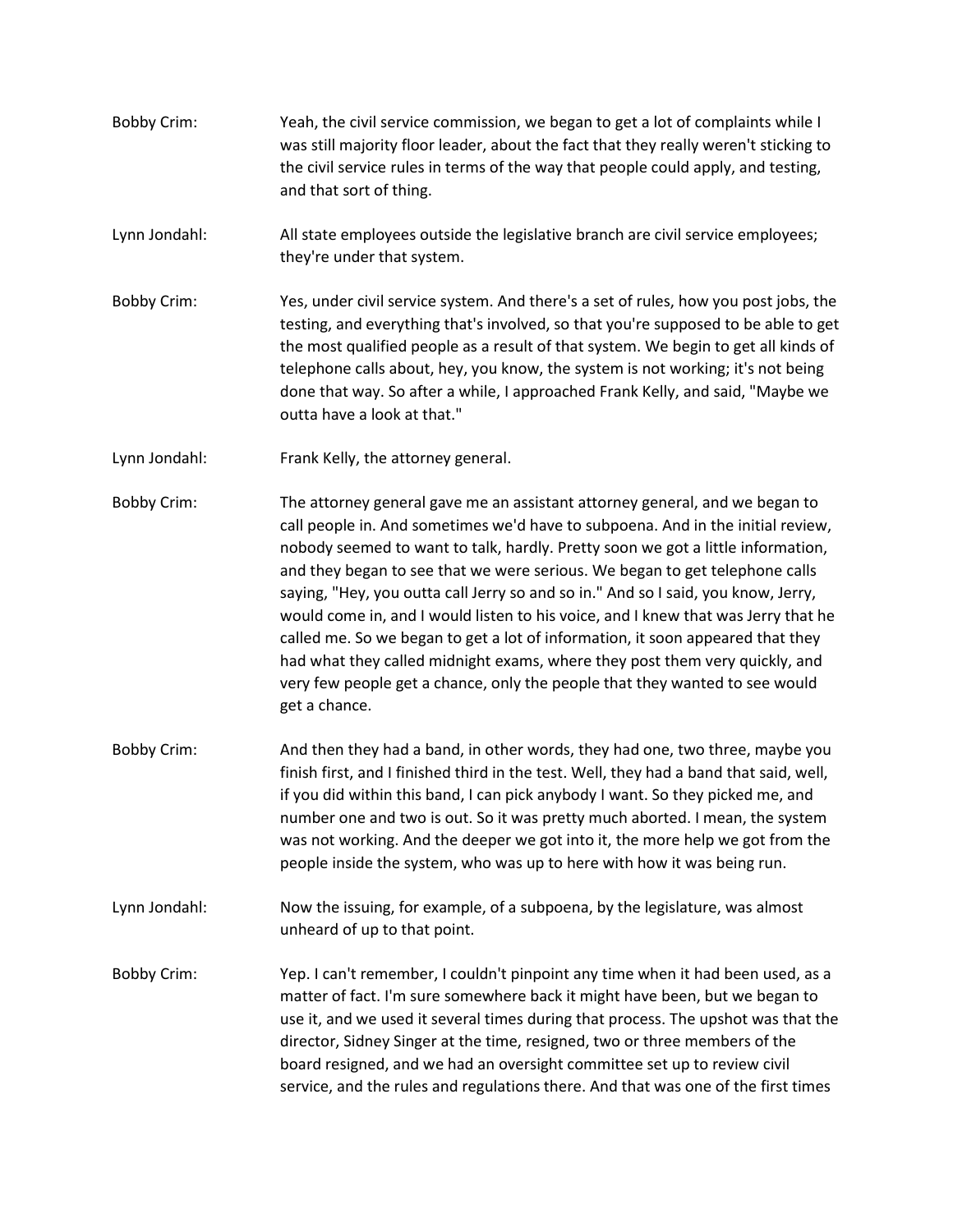Bobby Crim: Yeah, the civil service commission, we began to get a lot of complaints while I was still majority floor leader, about the fact that they really weren't sticking to the civil service rules in terms of the way that people could apply, and testing, and that sort of thing.

Lynn Jondahl: All state employees outside the legislative branch are civil service employees; they're under that system.

Bobby Crim: Yes, under civil service system. And there's a set of rules, how you post jobs, the testing, and everything that's involved, so that you're supposed to be able to get the most qualified people as a result of that system. We begin to get all kinds of telephone calls about, hey, you know, the system is not working; it's not being done that way. So after a while, I approached Frank Kelly, and said, "Maybe we outta have a look at that."

Lynn Jondahl: Frank Kelly, the attorney general.

Bobby Crim: The attorney general gave me an assistant attorney general, and we began to call people in. And sometimes we'd have to subpoena. And in the initial review, nobody seemed to want to talk, hardly. Pretty soon we got a little information, and they began to see that we were serious. We began to get telephone calls saying, "Hey, you outta call Jerry so and so in." And so I said, you know, Jerry, would come in, and I would listen to his voice, and I knew that was Jerry that he called me. So we began to get a lot of information, it soon appeared that they had what they called midnight exams, where they post them very quickly, and very few people get a chance, only the people that they wanted to see would get a chance.

Bobby Crim: And then they had a band, in other words, they had one, two three, maybe you finish first, and I finished third in the test. Well, they had a band that said, well, if you did within this band, I can pick anybody I want. So they picked me, and number one and two is out. So it was pretty much aborted. I mean, the system was not working. And the deeper we got into it, the more help we got from the people inside the system, who was up to here with how it was being run.

Lynn Jondahl: Now the issuing, for example, of a subpoena, by the legislature, was almost unheard of up to that point.

Bobby Crim: Yep. I can't remember, I couldn't pinpoint any time when it had been used, as a matter of fact. I'm sure somewhere back it might have been, but we began to use it, and we used it several times during that process. The upshot was that the director, Sidney Singer at the time, resigned, two or three members of the board resigned, and we had an oversight committee set up to review civil service, and the rules and regulations there. And that was one of the first times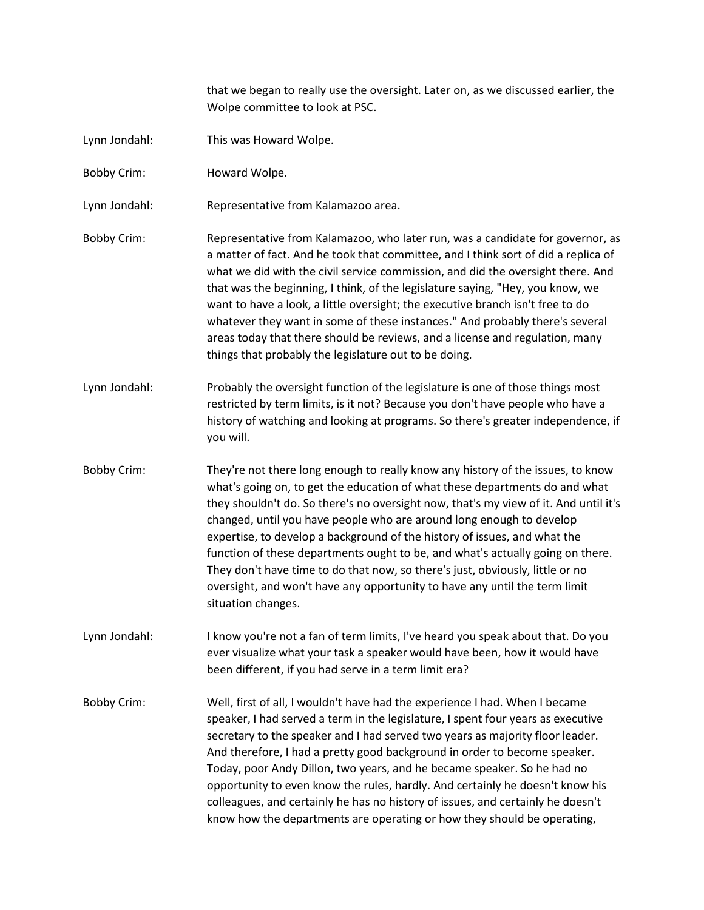that we began to really use the oversight. Later on, as we discussed earlier, the Wolpe committee to look at PSC.

**Lynn Jondahl:** This was Howard Wolpe.

**Bobby Crim:** Howard Wolpe.

**Lynn Jondahl:** Representative from Kalamazoo area.

**Bobby Crim:** Representative from Kalamazoo, who later run, was a candidate for governor, as a matter of fact. And he took that committee, and I think sort of did a replica of what we did with the civil service commission, and did the oversight there. And that was the beginning, I think, of the legislature saying, "Hey, you know, we want to have a look, a little oversight; the executive branch isn't free to do whatever they want in some of these instances." And probably there's several areas today that there should be reviews, and a license and regulation, many things that probably the legislature out to be doing.

**Lynn Jondahl:** Probably the oversight function of the legislature is one of those things most restricted by term limits, is it not? Because you don't have people who have a history of watching and looking at programs. So there's greater independence, if you will.

**Bobby Crim:** They're not there long enough to really know any history of the issues, to know what's going on, to get the education of what these departments do and what they shouldn't do. So there's no oversight now, that's my view of it. And until it's changed, until you have people who are around long enough to develop expertise, to develop a background of the history of issues, and what the function of these departments ought to be, and what's actually going on there. They don't have time to do that now, so there's just, obviously, little or no oversight, and won't have any opportunity to have any until the term limit situation changes.

**Lynn Jondahl:** I know you're not a fan of term limits, I've heard you speak about that. Do you ever visualize what your task a speaker would have been, how it would have been different, if you had serve in a term limit era?

**Bobby Crim:** Well, first of all, I wouldn't have had the experience I had. When I became speaker, I had served a term in the legislature, I spent four years as executive secretary to the speaker and I had served two years as majority floor leader. And therefore, I had a pretty good background in order to become speaker. Today, poor Andy Dillon, two years, and he became speaker. So he had no opportunity to even know the rules, hardly. And certainly he doesn't know his colleagues, and certainly he has no history of issues, and certainly he doesn't know how the departments are operating or how they should be operating,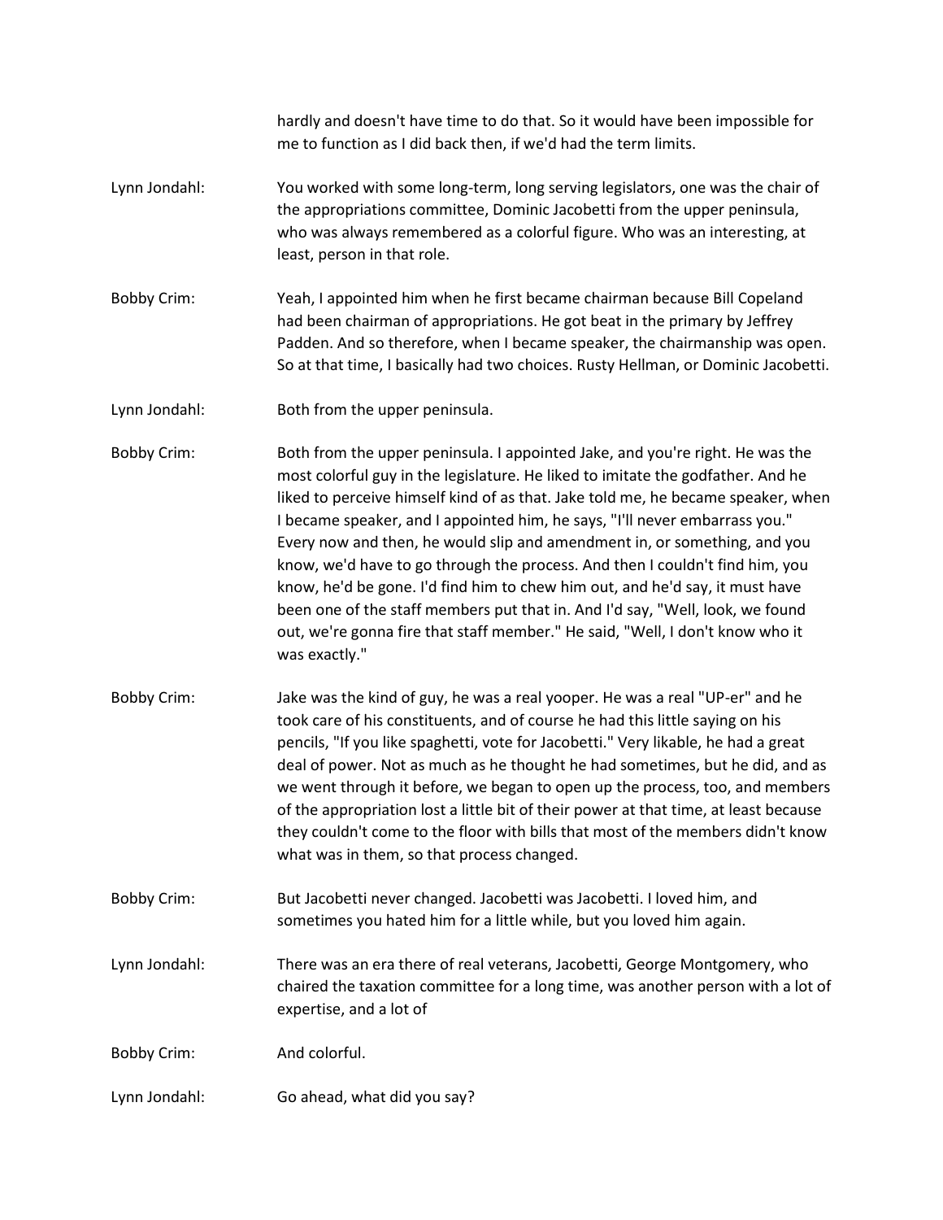hardly and doesn't have time to do that. So it would have been impossible for me to function as I did back then, if we'd had the term limits.

Lynn Jondahl: You worked with some long-term, long serving legislators, one was the chair of the appropriations committee, Dominic Jacobetti from the upper peninsula, who was always remembered as a colorful figure. Who was an interesting, at least, person in that role.

Bobby Crim: Yeah, I appointed him when he first became chairman because Bill Copeland had been chairman of appropriations. He got beat in the primary by Jeffrey Padden. And so therefore, when I became speaker, the chairmanship was open. So at that time, I basically had two choices. Rusty Hellman, or Dominic Jacobetti.

Lynn Jondahl: Both from the upper peninsula.

Bobby Crim: Both from the upper peninsula. I appointed Jake, and you're right. He was the most colorful guy in the legislature. He liked to imitate the godfather. And he liked to perceive himself kind of as that. Jake told me, he became speaker, when I became speaker, and I appointed him, he says, "I'll never embarrass you." Every now and then, he would slip and amendment in, or something, and you know, we'd have to go through the process. And then I couldn't find him, you know, he'd be gone. I'd find him to chew him out, and he'd say, it must have been one of the staff members put that in. And I'd say, "Well, look, we found out, we're gonna fire that staff member." He said, "Well, I don't know who it was exactly."

Bobby Crim: Jake was the kind of guy, he was a real yooper. He was a real "UP-er" and he took care of his constituents, and of course he had this little saying on his pencils, "If you like spaghetti, vote for Jacobetti." Very likable, he had a great deal of power. Not as much as he thought he had sometimes, but he did, and as we went through it before, we began to open up the process, too, and members of the appropriation lost a little bit of their power at that time, at least because they couldn't come to the floor with bills that most of the members didn't know what was in them, so that process changed.

Bobby Crim: But Jacobetti never changed. Jacobetti was Jacobetti. I loved him, and sometimes you hated him for a little while, but you loved him again.

Lynn Jondahl: There was an era there of real veterans, Jacobetti, George Montgomery, who chaired the taxation committee for a long time, was another person with a lot of expertise, and a lot of

Bobby Crim: And colorful.

Lynn Jondahl: Go ahead, what did you say?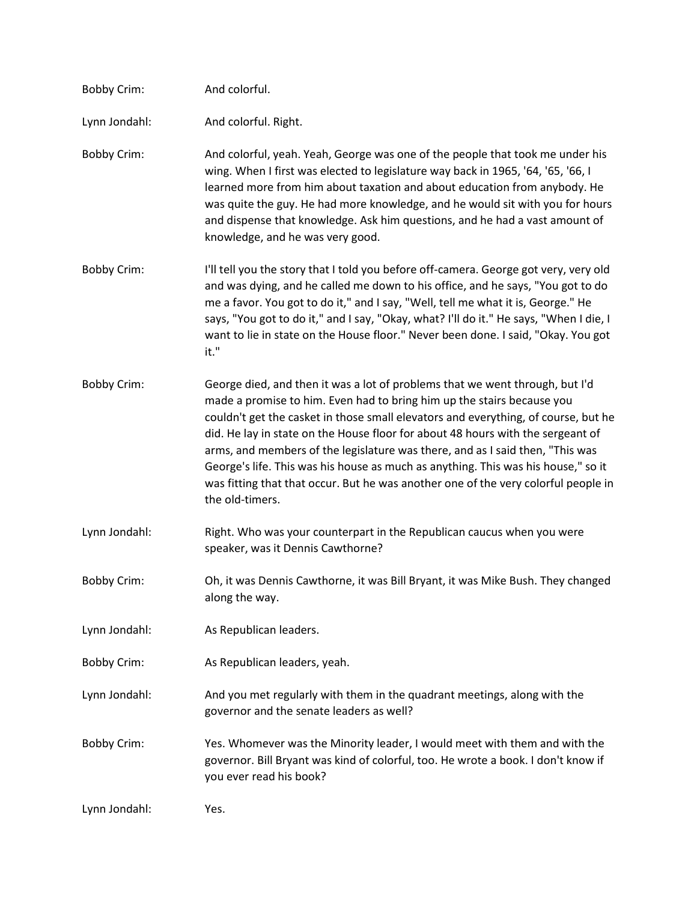Bobby Crim: And colorful.

Lynn Jondahl: And colorful. Right.

Bobby Crim: And colorful, yeah. Yeah, George was one of the people that took me under his wing. When I first was elected to legislature way back in 1965, '64, '65, '66, I learned more from him about taxation and about education from anybody. He was quite the guy. He had more knowledge, and he would sit with you for hours and dispense that knowledge. Ask him questions, and he had a vast amount of knowledge, and he was very good.

Bobby Crim: I'll tell you the story that I told you before off-camera. George got very, very old and was dying, and he called me down to his office, and he says, "You got to do me a favor. You got to do it," and I say, "Well, tell me what it is, George." He says, "You got to do it," and I say, "Okay, what? I'll do it." He says, "When I die, I want to lie in state on the House floor." Never been done. I said, "Okay. You got it."

Bobby Crim: George died, and then it was a lot of problems that we went through, but I'd made a promise to him. Even had to bring him up the stairs because you couldn't get the casket in those small elevators and everything, of course, but he did. He lay in state on the House floor for about 48 hours with the sergeant of arms, and members of the legislature was there, and as I said then, "This was George's life. This was his house as much as anything. This was his house," so it was fitting that that occur. But he was another one of the very colorful people in the old-timers.

Lynn Jondahl: Right. Who was your counterpart in the Republican caucus when you were speaker, was it Dennis Cawthorne?

Bobby Crim: Oh, it was Dennis Cawthorne, it was Bill Bryant, it was Mike Bush. They changed along the way.

Lynn Jondahl: As Republican leaders.

Bobby Crim: As Republican leaders, yeah.

Lynn Jondahl: And you met regularly with them in the quadrant meetings, along with the governor and the senate leaders as well?

Bobby Crim: Yes. Whomever was the Minority leader, I would meet with them and with the governor. Bill Bryant was kind of colorful, too. He wrote a book. I don't know if you ever read his book?

Lynn Jondahl: Yes.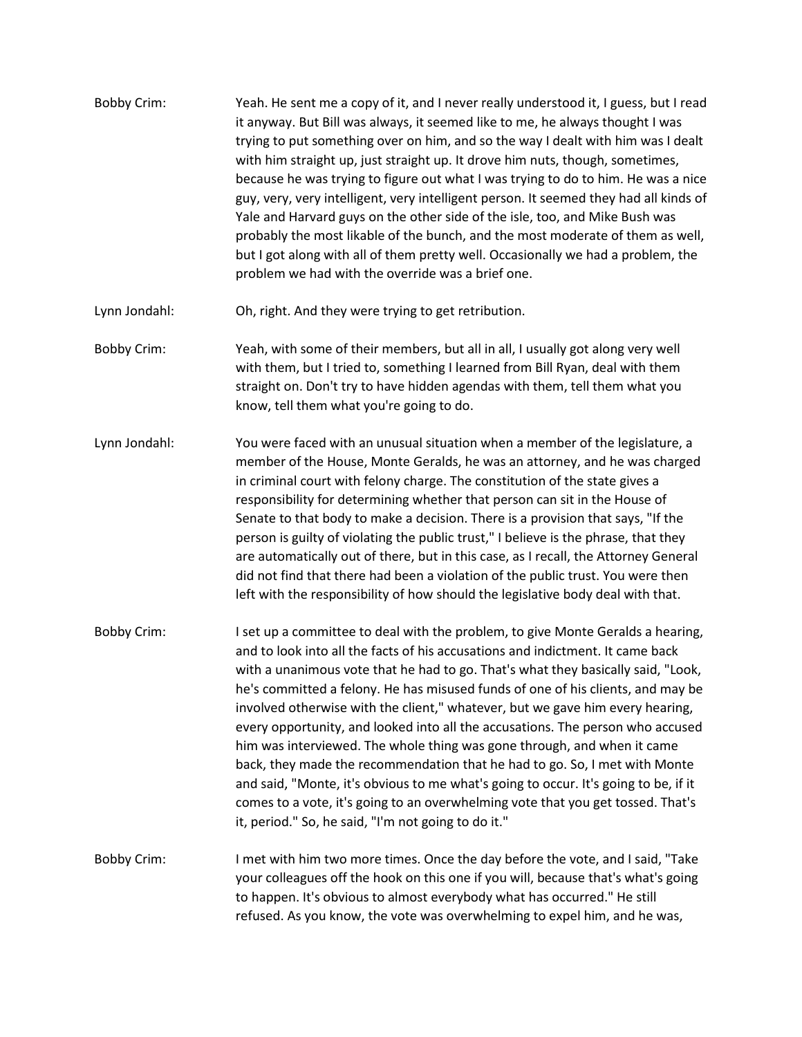Bobby Crim: Yeah. He sent me a copy of it, and I never really understood it, I guess, but I read it anyway. But Bill was always, it seemed like to me, he always thought I was trying to put something over on him, and so the way I dealt with him was I dealt with him straight up, just straight up. It drove him nuts, though, sometimes, because he was trying to figure out what I was trying to do to him. He was a nice guy, very, very intelligent, very intelligent person. It seemed they had all kinds of Yale and Harvard guys on the other side of the isle, too, and Mike Bush was probably the most likable of the bunch, and the most moderate of them as well, but I got along with all of them pretty well. Occasionally we had a problem, the problem we had with the override was a brief one.

Lynn Jondahl: Oh, right. And they were trying to get retribution.

Bobby Crim: Yeah, with some of their members, but all in all, I usually got along very well with them, but I tried to, something I learned from Bill Ryan, deal with them straight on. Don't try to have hidden agendas with them, tell them what you know, tell them what you're going to do.

Lynn Jondahl: You were faced with an unusual situation when a member of the legislature, a member of the House, Monte Geralds, he was an attorney, and he was charged in criminal court with felony charge. The constitution of the state gives a responsibility for determining whether that person can sit in the House of Senate to that body to make a decision. There is a provision that says, "If the person is guilty of violating the public trust," I believe is the phrase, that they are automatically out of there, but in this case, as I recall, the Attorney General did not find that there had been a violation of the public trust. You were then left with the responsibility of how should the legislative body deal with that.

Bobby Crim: I set up a committee to deal with the problem, to give Monte Geralds a hearing, and to look into all the facts of his accusations and indictment. It came back with a unanimous vote that he had to go. That's what they basically said, "Look, he's committed a felony. He has misused funds of one of his clients, and may be involved otherwise with the client," whatever, but we gave him every hearing, every opportunity, and looked into all the accusations. The person who accused him was interviewed. The whole thing was gone through, and when it came back, they made the recommendation that he had to go. So, I met with Monte and said, "Monte, it's obvious to me what's going to occur. It's going to be, if it comes to a vote, it's going to an overwhelming vote that you get tossed. That's it, period." So, he said, "I'm not going to do it."

Bobby Crim: I met with him two more times. Once the day before the vote, and I said, "Take your colleagues off the hook on this one if you will, because that's what's going to happen. It's obvious to almost everybody what has occurred." He still refused. As you know, the vote was overwhelming to expel him, and he was,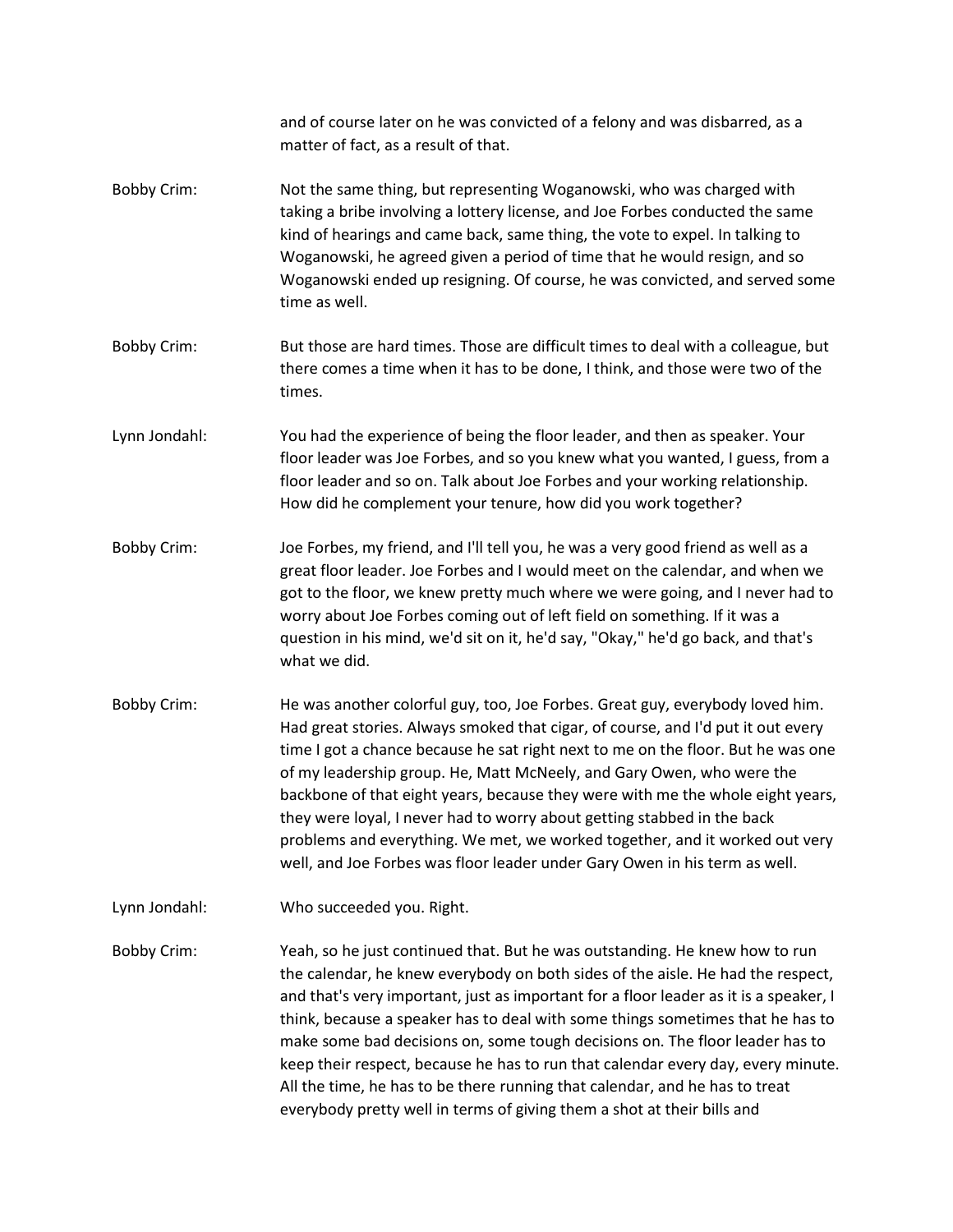and of course later on he was convicted of a felony and was disbarred, as a matter of fact, as a result of that.

Bobby Crim: Not the same thing, but representing Woganowski, who was charged with taking a bribe involving a lottery license, and Joe Forbes conducted the same kind of hearings and came back, same thing, the vote to expel. In talking to Woganowski, he agreed given a period of time that he would resign, and so Woganowski ended up resigning. Of course, he was convicted, and served some time as well.

Bobby Crim: But those are hard times. Those are difficult times to deal with a colleague, but there comes a time when it has to be done, I think, and those were two of the times.

Lynn Jondahl: You had the experience of being the floor leader, and then as speaker. Your floor leader was Joe Forbes, and so you knew what you wanted, I guess, from a floor leader and so on. Talk about Joe Forbes and your working relationship. How did he complement your tenure, how did you work together?

Bobby Crim: Joe Forbes, my friend, and I'll tell you, he was a very good friend as well as a great floor leader. Joe Forbes and I would meet on the calendar, and when we got to the floor, we knew pretty much where we were going, and I never had to worry about Joe Forbes coming out of left field on something. If it was a question in his mind, we'd sit on it, he'd say, "Okay," he'd go back, and that's what we did.

Bobby Crim: He was another colorful guy, too, Joe Forbes. Great guy, everybody loved him. Had great stories. Always smoked that cigar, of course, and I'd put it out every time I got a chance because he sat right next to me on the floor. But he was one of my leadership group. He, Matt McNeely, and Gary Owen, who were the backbone of that eight years, because they were with me the whole eight years, they were loyal, I never had to worry about getting stabbed in the back problems and everything. We met, we worked together, and it worked out very well, and Joe Forbes was floor leader under Gary Owen in his term as well.

Lynn Jondahl: Who succeeded you. Right.

Bobby Crim: Yeah, so he just continued that. But he was outstanding. He knew how to run the calendar, he knew everybody on both sides of the aisle. He had the respect, and that's very important, just as important for a floor leader as it is a speaker, I think, because a speaker has to deal with some things sometimes that he has to make some bad decisions on, some tough decisions on. The floor leader has to keep their respect, because he has to run that calendar every day, every minute. All the time, he has to be there running that calendar, and he has to treat everybody pretty well in terms of giving them a shot at their bills and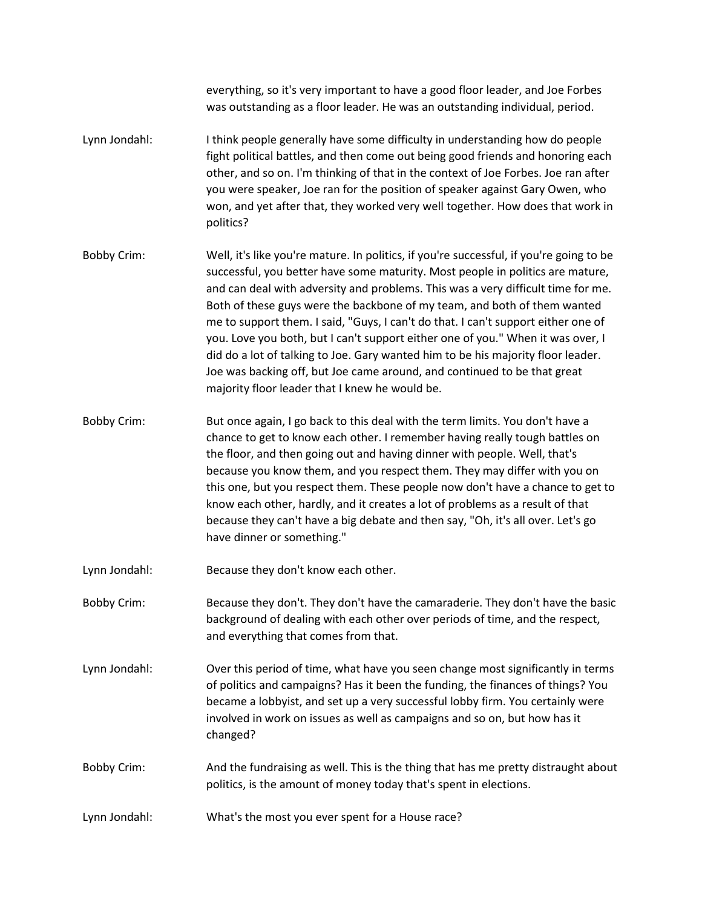everything, so it's very important to have a good floor leader, and Joe Forbes was outstanding as a floor leader. He was an outstanding individual, period.

Lynn Jondahl: I think people generally have some difficulty in understanding how do people fight political battles, and then come out being good friends and honoring each other, and so on. I'm thinking of that in the context of Joe Forbes. Joe ran after you were speaker, Joe ran for the position of speaker against Gary Owen, who won, and yet after that, they worked very well together. How does that work in politics?

Bobby Crim: Well, it's like you're mature. In politics, if you're successful, if you're going to be successful, you better have some maturity. Most people in politics are mature, and can deal with adversity and problems. This was a very difficult time for me. Both of these guys were the backbone of my team, and both of them wanted me to support them. I said, "Guys, I can't do that. I can't support either one of you. Love you both, but I can't support either one of you." When it was over, I did do a lot of talking to Joe. Gary wanted him to be his majority floor leader. Joe was backing off, but Joe came around, and continued to be that great majority floor leader that I knew he would be.

Bobby Crim: But once again, I go back to this deal with the term limits. You don't have a chance to get to know each other. I remember having really tough battles on the floor, and then going out and having dinner with people. Well, that's because you know them, and you respect them. They may differ with you on this one, but you respect them. These people now don't have a chance to get to know each other, hardly, and it creates a lot of problems as a result of that because they can't have a big debate and then say, "Oh, it's all over. Let's go have dinner or something."

Lynn Jondahl: Because they don't know each other.

Bobby Crim: Because they don't. They don't have the camaraderie. They don't have the basic background of dealing with each other over periods of time, and the respect, and everything that comes from that.

Lynn Jondahl: Over this period of time, what have you seen change most significantly in terms of politics and campaigns? Has it been the funding, the finances of things? You became a lobbyist, and set up a very successful lobby firm. You certainly were involved in work on issues as well as campaigns and so on, but how has it changed?

Bobby Crim: And the fundraising as well. This is the thing that has me pretty distraught about politics, is the amount of money today that's spent in elections.

Lynn Jondahl: What's the most you ever spent for a House race?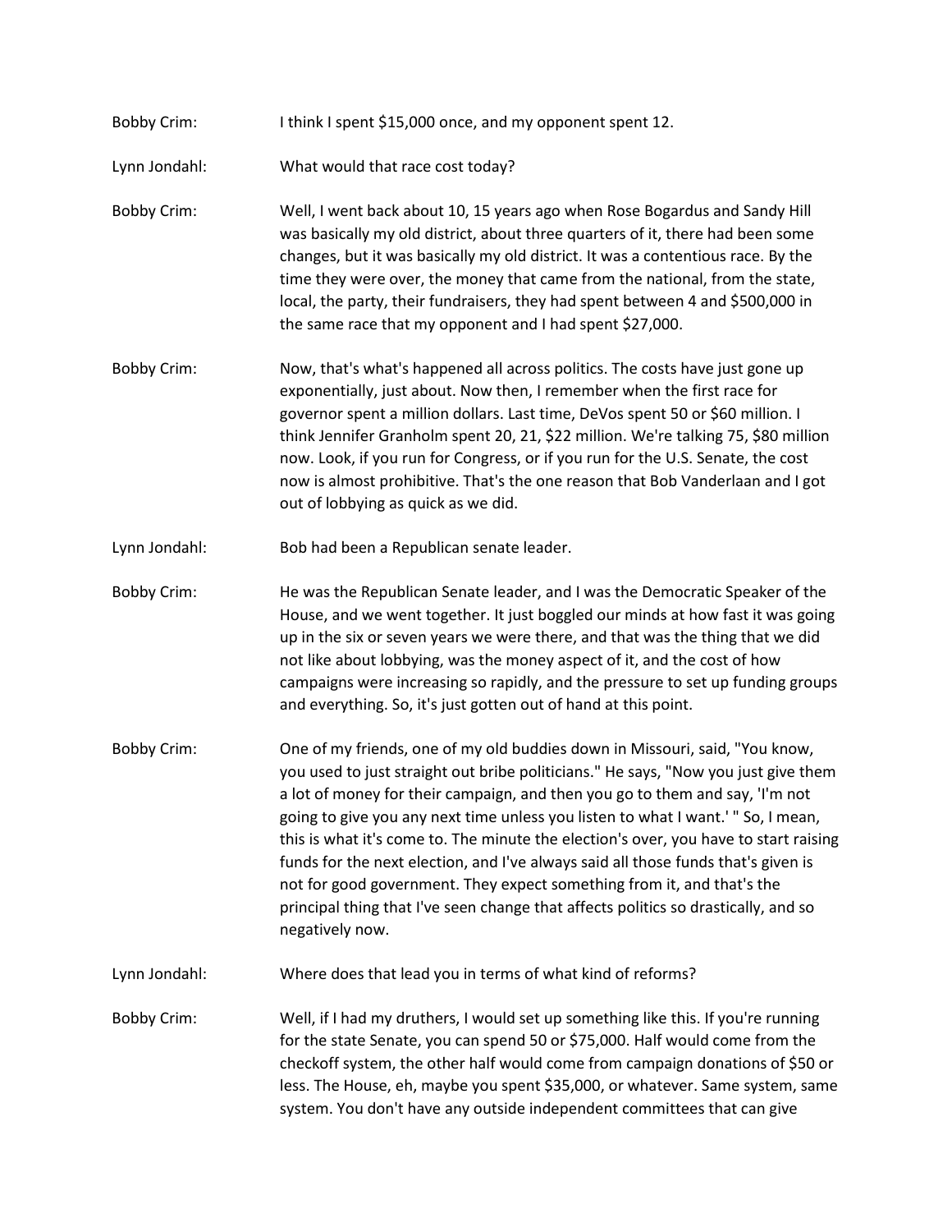Bobby Crim: I think I spent $15,000 once, and my opponent spent 12.

Lynn Jondahl: What would that race cost today?

Bobby Crim: Well, I went back about 10, 15 years ago when Rose Bogardus and Sandy Hill was basically my old district, about three quarters of it, there had been some changes, but it was basically my old district. It was a contentious race. By the time they were over, the money that came from the national, from the state, local, the party, their fundraisers, they had spent between 4 and $500,000 in the same race that my opponent and I had spent $27,000.

Bobby Crim: Now, that's what's happened all across politics. The costs have just gone up exponentially, just about. Now then, I remember when the first race for governor spent a million dollars. Last time, DeVos spent 50 or $60 million. I think Jennifer Granholm spent 20, 21, $22 million. We're talking 75, $80 million now. Look, if you run for Congress, or if you run for the U.S. Senate, the cost now is almost prohibitive. That's the one reason that Bob Vanderlaan and I got out of lobbying as quick as we did.

Lynn Jondahl: Bob had been a Republican senate leader.

Bobby Crim: He was the Republican Senate leader, and I was the Democratic Speaker of the House, and we went together. It just boggled our minds at how fast it was going up in the six or seven years we were there, and that was the thing that we did not like about lobbying, was the money aspect of it, and the cost of how campaigns were increasing so rapidly, and the pressure to set up funding groups and everything. So, it's just gotten out of hand at this point.

Bobby Crim: One of my friends, one of my old buddies down in Missouri, said, "You know, you used to just straight out bribe politicians." He says, "Now you just give them a lot of money for their campaign, and then you go to them and say, 'I'm not going to give you any next time unless you listen to what I want.' " So, I mean, this is what it's come to. The minute the election's over, you have to start raising funds for the next election, and I've always said all those funds that's given is not for good government. They expect something from it, and that's the principal thing that I've seen change that affects politics so drastically, and so negatively now.

Lynn Jondahl: Where does that lead you in terms of what kind of reforms?

Bobby Crim: Well, if I had my druthers, I would set up something like this. If you're running for the state Senate, you can spend 50 or $75,000. Half would come from the checkoff system, the other half would come from campaign donations of $50 or less. The House, eh, maybe you spent $35,000, or whatever. Same system, same system. You don't have any outside independent committees that can give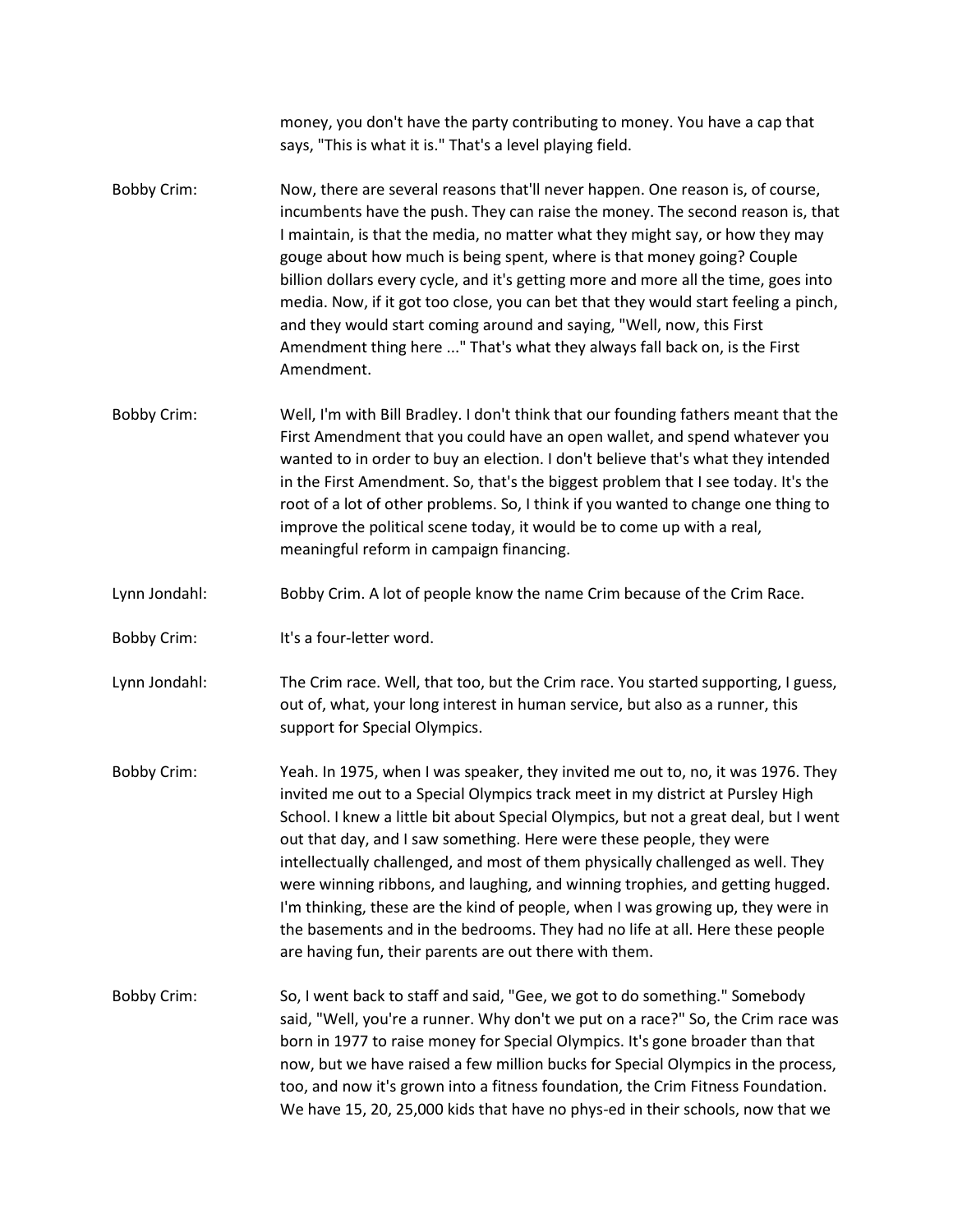money, you don't have the party contributing to money. You have a cap that says, "This is what it is." That's a level playing field.

Bobby Crim: Now, there are several reasons that'll never happen. One reason is, of course, incumbents have the push. They can raise the money. The second reason is, that I maintain, is that the media, no matter what they might say, or how they may gouge about how much is being spent, where is that money going? Couple billion dollars every cycle, and it's getting more and more all the time, goes into media. Now, if it got too close, you can bet that they would start feeling a pinch, and they would start coming around and saying, "Well, now, this First Amendment thing here ..." That's what they always fall back on, is the First Amendment.

Bobby Crim: Well, I'm with Bill Bradley. I don't think that our founding fathers meant that the First Amendment that you could have an open wallet, and spend whatever you wanted to in order to buy an election. I don't believe that's what they intended in the First Amendment. So, that's the biggest problem that I see today. It's the root of a lot of other problems. So, I think if you wanted to change one thing to improve the political scene today, it would be to come up with a real, meaningful reform in campaign financing.

Lynn Jondahl: Bobby Crim. A lot of people know the name Crim because of the Crim Race.

Bobby Crim: It's a four-letter word.

Lynn Jondahl: The Crim race. Well, that too, but the Crim race. You started supporting, I guess, out of, what, your long interest in human service, but also as a runner, this support for Special Olympics.

Bobby Crim: Yeah. In 1975, when I was speaker, they invited me out to, no, it was 1976. They invited me out to a Special Olympics track meet in my district at Pursley High School. I knew a little bit about Special Olympics, but not a great deal, but I went out that day, and I saw something. Here were these people, they were intellectually challenged, and most of them physically challenged as well. They were winning ribbons, and laughing, and winning trophies, and getting hugged. I'm thinking, these are the kind of people, when I was growing up, they were in the basements and in the bedrooms. They had no life at all. Here these people are having fun, their parents are out there with them.

Bobby Crim: So, I went back to staff and said, "Gee, we got to do something." Somebody said, "Well, you're a runner. Why don't we put on a race?" So, the Crim race was born in 1977 to raise money for Special Olympics. It's gone broader than that now, but we have raised a few million bucks for Special Olympics in the process, too, and now it's grown into a fitness foundation, the Crim Fitness Foundation. We have 15, 20, 25,000 kids that have no phys-ed in their schools, now that we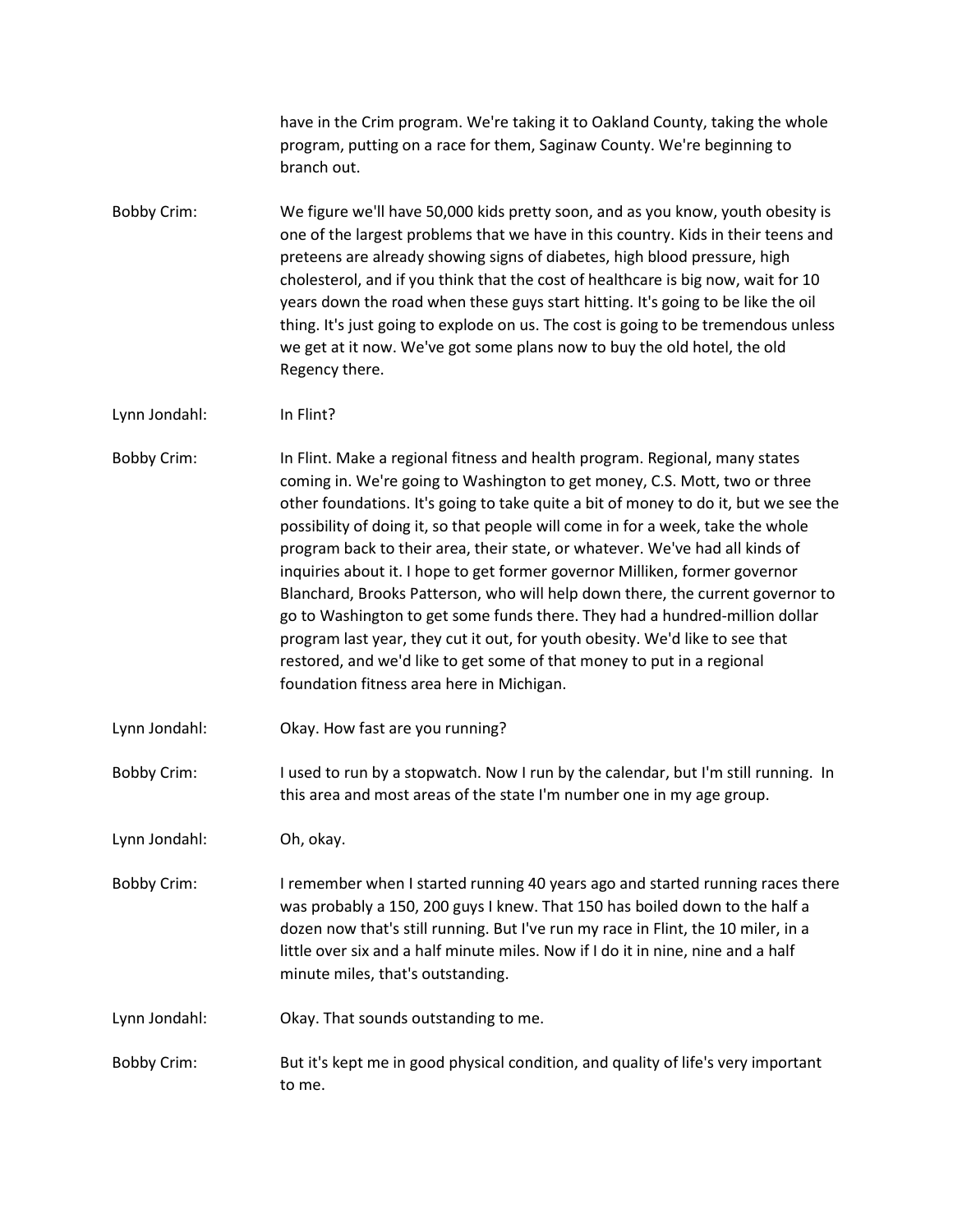have in the Crim program. We're taking it to Oakland County, taking the whole program, putting on a race for them, Saginaw County. We're beginning to branch out.

Bobby Crim: We figure we'll have 50,000 kids pretty soon, and as you know, youth obesity is one of the largest problems that we have in this country. Kids in their teens and preteens are already showing signs of diabetes, high blood pressure, high cholesterol, and if you think that the cost of healthcare is big now, wait for 10 years down the road when these guys start hitting. It's going to be like the oil thing. It's just going to explode on us. The cost is going to be tremendous unless we get at it now. We've got some plans now to buy the old hotel, the old Regency there.

Lynn Jondahl: In Flint?

Bobby Crim: In Flint. Make a regional fitness and health program. Regional, many states coming in. We're going to Washington to get money, C.S. Mott, two or three other foundations. It's going to take quite a bit of money to do it, but we see the possibility of doing it, so that people will come in for a week, take the whole program back to their area, their state, or whatever. We've had all kinds of inquiries about it. I hope to get former governor Milliken, former governor Blanchard, Brooks Patterson, who will help down there, the current governor to go to Washington to get some funds there. They had a hundred-million dollar program last year, they cut it out, for youth obesity. We'd like to see that restored, and we'd like to get some of that money to put in a regional foundation fitness area here in Michigan.

Lynn Jondahl: Okay. How fast are you running?

Bobby Crim: I used to run by a stopwatch. Now I run by the calendar, but I'm still running. In this area and most areas of the state I'm number one in my age group.

Lynn Jondahl: Oh, okay.

Bobby Crim: I remember when I started running 40 years ago and started running races there was probably a 150, 200 guys I knew. That 150 has boiled down to the half a dozen now that's still running. But I've run my race in Flint, the 10 miler, in a little over six and a half minute miles. Now if I do it in nine, nine and a half minute miles, that's outstanding.

Lynn Jondahl: Okay. That sounds outstanding to me.

Bobby Crim: But it's kept me in good physical condition, and quality of life's very important to me.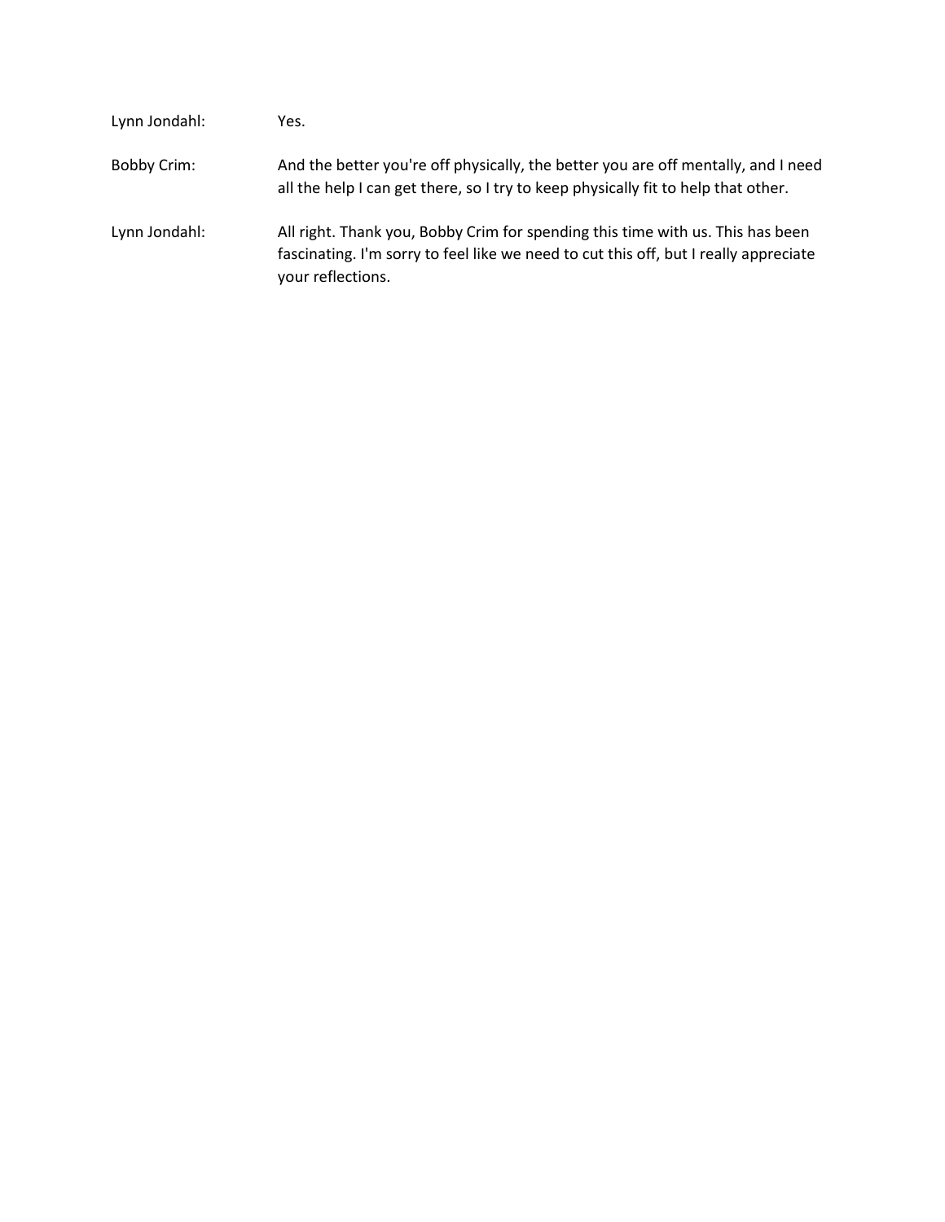Lynn Jondahl: Yes.

Bobby Crim: And the better you're off physically, the better you are off mentally, and I need all the help I can get there, so I try to keep physically fit to help that other.

Lynn Jondahl: All right. Thank you, Bobby Crim for spending this time with us. This has been fascinating. I'm sorry to feel like we need to cut this off, but I really appreciate your reflections.